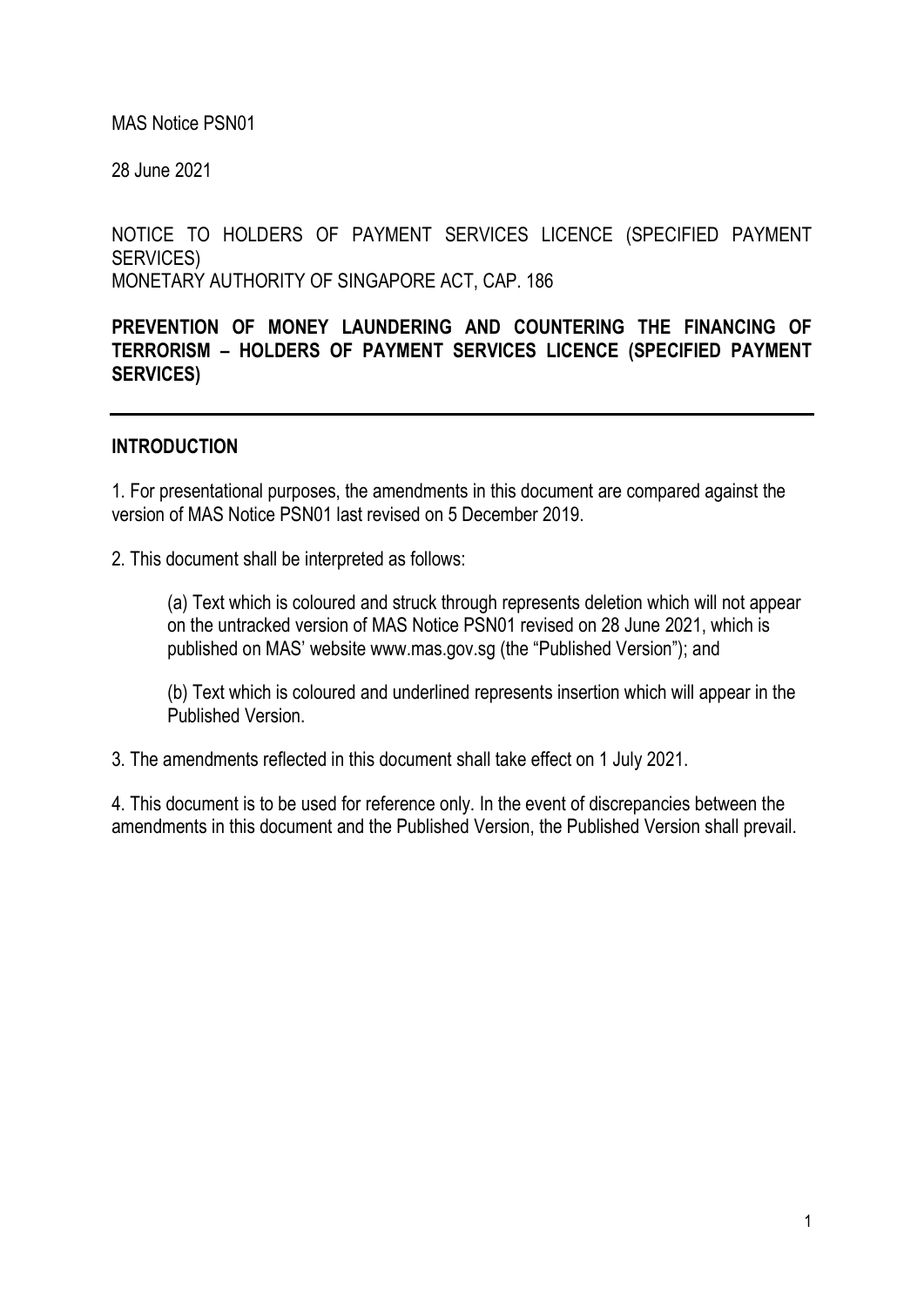MAS Notice PSN01

28 June 2021

NOTICE TO HOLDERS OF PAYMENT SERVICES LICENCE (SPECIFIED PAYMENT SERVICES)
MONETARY AUTHORITY OF SINGAPORE ACT, CAP. 186

**PREVENTION OF MONEY LAUNDERING AND COUNTERING THE FINANCING OF TERRORISM – HOLDERS OF PAYMENT SERVICES LICENCE (SPECIFIED PAYMENT SERVICES)**

---

## INTRODUCTION

1. For presentational purposes, the amendments in this document are compared against the version of MAS Notice PSN01 last revised on 5 December 2019.

2. This document shall be interpreted as follows:

   (a) Text which is coloured and struck through represents deletion which will not appear on the untracked version of MAS Notice PSN01 revised on 28 June 2021, which is published on MAS' website www.mas.gov.sg (the "Published Version"); and

   (b) Text which is coloured and underlined represents insertion which will appear in the Published Version.

3. The amendments reflected in this document shall take effect on 1 July 2021.

4. This document is to be used for reference only. In the event of discrepancies between the amendments in this document and the Published Version, the Published Version shall prevail.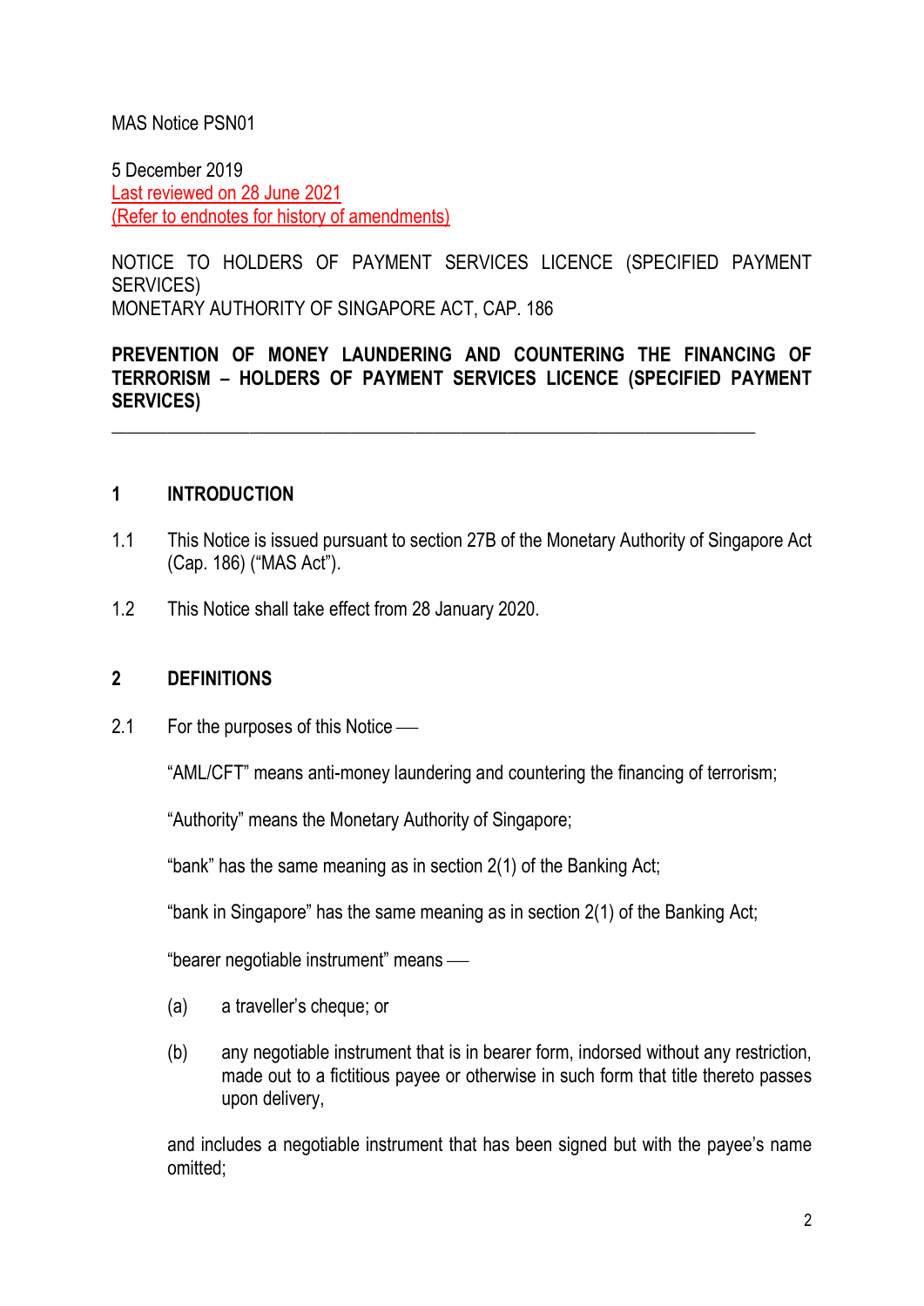MAS Notice PSN01

5 December 2019
Last reviewed on 28 June 2021
(Refer to endnotes for history of amendments)

NOTICE TO HOLDERS OF PAYMENT SERVICES LICENCE (SPECIFIED PAYMENT SERVICES)
MONETARY AUTHORITY OF SINGAPORE ACT, CAP. 186

**PREVENTION OF MONEY LAUNDERING AND COUNTERING THE FINANCING OF TERRORISM – HOLDERS OF PAYMENT SERVICES LICENCE (SPECIFIED PAYMENT SERVICES)**

---

## 1 INTRODUCTION

1.1 This Notice is issued pursuant to section 27B of the Monetary Authority of Singapore Act (Cap. 186) ("MAS Act").

1.2 This Notice shall take effect from 28 January 2020.

## 2 DEFINITIONS

2.1 For the purposes of this Notice —

"AML/CFT" means anti-money laundering and countering the financing of terrorism;

"Authority" means the Monetary Authority of Singapore;

"bank" has the same meaning as in section 2(1) of the Banking Act;

"bank in Singapore" has the same meaning as in section 2(1) of the Banking Act;

"bearer negotiable instrument" means —

(a) a traveller's cheque; or

(b) any negotiable instrument that is in bearer form, indorsed without any restriction, made out to a fictitious payee or otherwise in such form that title thereto passes upon delivery,

and includes a negotiable instrument that has been signed but with the payee's name omitted;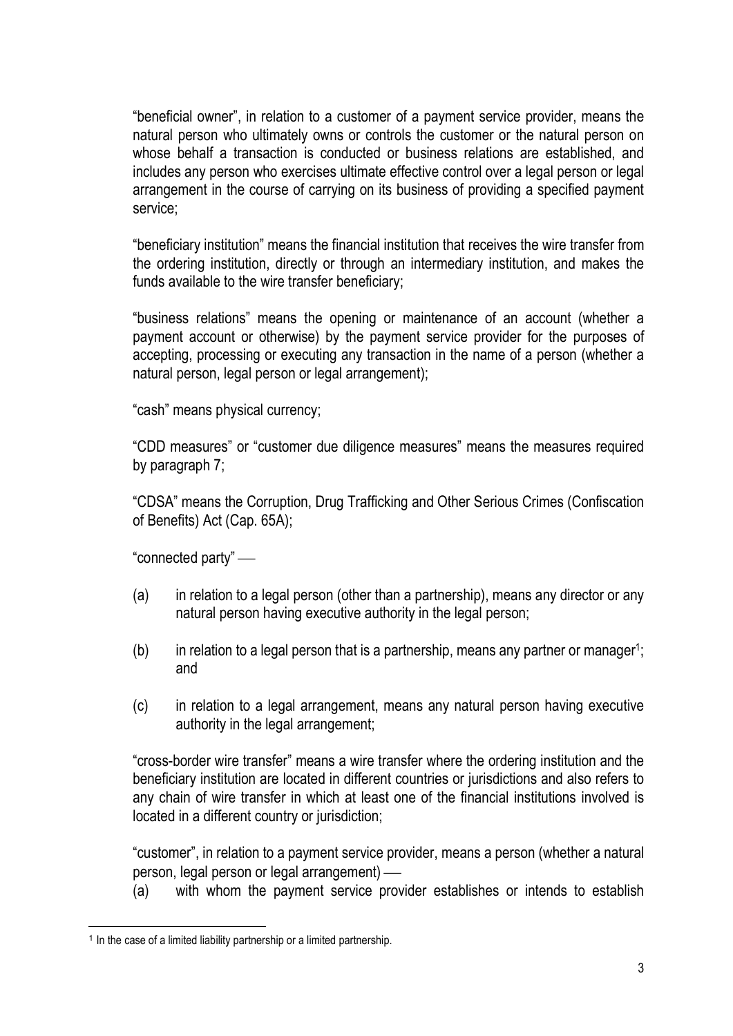"beneficial owner", in relation to a customer of a payment service provider, means the natural person who ultimately owns or controls the customer or the natural person on whose behalf a transaction is conducted or business relations are established, and includes any person who exercises ultimate effective control over a legal person or legal arrangement in the course of carrying on its business of providing a specified payment service;

"beneficiary institution" means the financial institution that receives the wire transfer from the ordering institution, directly or through an intermediary institution, and makes the funds available to the wire transfer beneficiary;

"business relations" means the opening or maintenance of an account (whether a payment account or otherwise) by the payment service provider for the purposes of accepting, processing or executing any transaction in the name of a person (whether a natural person, legal person or legal arrangement);

"cash" means physical currency;

"CDD measures" or "customer due diligence measures" means the measures required by paragraph 7;

"CDSA" means the Corruption, Drug Trafficking and Other Serious Crimes (Confiscation of Benefits) Act (Cap. 65A);

"connected party" —

(a) in relation to a legal person (other than a partnership), means any director or any natural person having executive authority in the legal person;

(b) in relation to a legal person that is a partnership, means any partner or manager[1]; and

(c) in relation to a legal arrangement, means any natural person having executive authority in the legal arrangement;

"cross-border wire transfer" means a wire transfer where the ordering institution and the beneficiary institution are located in different countries or jurisdictions and also refers to any chain of wire transfer in which at least one of the financial institutions involved is located in a different country or jurisdiction;

"customer", in relation to a payment service provider, means a person (whether a natural person, legal person or legal arrangement) —

(a) with whom the payment service provider establishes or intends to establish

---

[1] In the case of a limited liability partnership or a limited partnership.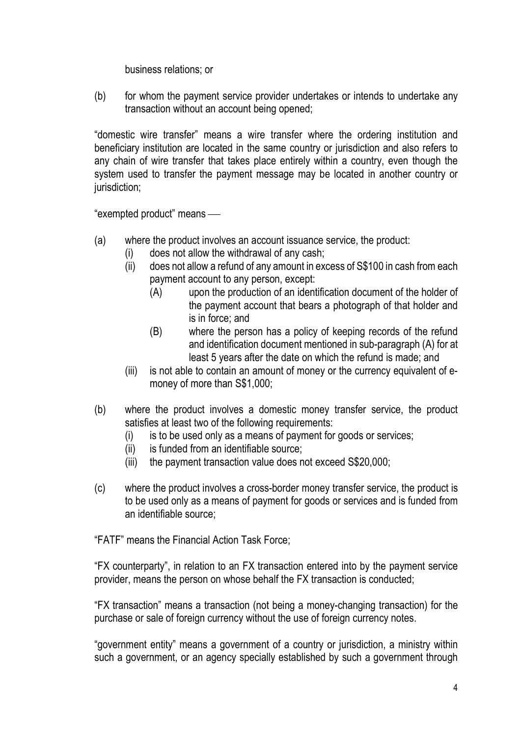business relations; or

(b) for whom the payment service provider undertakes or intends to undertake any transaction without an account being opened;

"domestic wire transfer" means a wire transfer where the ordering institution and beneficiary institution are located in the same country or jurisdiction and also refers to any chain of wire transfer that takes place entirely within a country, even though the system used to transfer the payment message may be located in another country or jurisdiction;

"exempted product" means ––

(a) where the product involves an account issuance service, the product:
   (i) does not allow the withdrawal of any cash;
   (ii) does not allow a refund of any amount in excess of S$100 in cash from each payment account to any person, except:
      (A) upon the production of an identification document of the holder of the payment account that bears a photograph of that holder and is in force; and
      (B) where the person has a policy of keeping records of the refund and identification document mentioned in sub-paragraph (A) for at least 5 years after the date on which the refund is made; and
   (iii) is not able to contain an amount of money or the currency equivalent of e-money of more than S$1,000;

(b) where the product involves a domestic money transfer service, the product satisfies at least two of the following requirements:
   (i) is to be used only as a means of payment for goods or services;
   (ii) is funded from an identifiable source;
   (iii) the payment transaction value does not exceed S$20,000;

(c) where the product involves a cross-border money transfer service, the product is to be used only as a means of payment for goods or services and is funded from an identifiable source;

"FATF" means the Financial Action Task Force;

"FX counterparty", in relation to an FX transaction entered into by the payment service provider, means the person on whose behalf the FX transaction is conducted;

"FX transaction" means a transaction (not being a money-changing transaction) for the purchase or sale of foreign currency without the use of foreign currency notes.

"government entity" means a government of a country or jurisdiction, a ministry within such a government, or an agency specially established by such a government through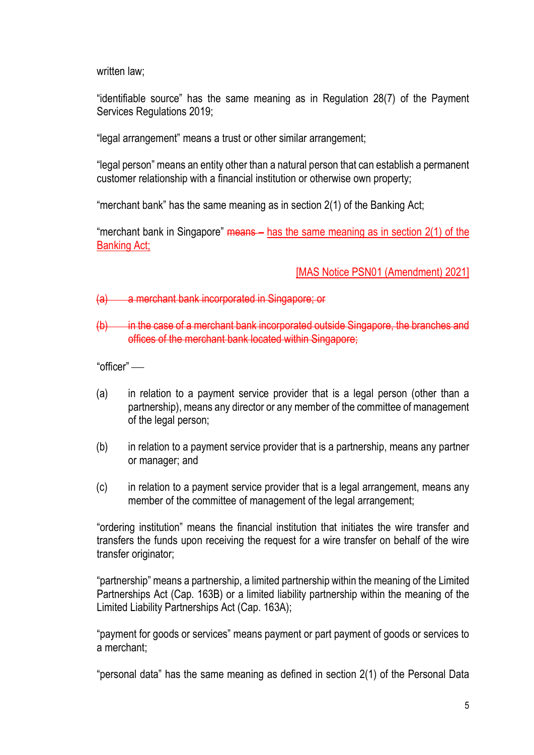written law;

"identifiable source" has the same meaning as in Regulation 28(7) of the Payment Services Regulations 2019;

"legal arrangement" means a trust or other similar arrangement;

"legal person" means an entity other than a natural person that can establish a permanent customer relationship with a financial institution or otherwise own property;

"merchant bank" has the same meaning as in section 2(1) of the Banking Act;

"merchant bank in Singapore" ~~means –~~ <u>has the same meaning as in section 2(1) of the Banking Act;</u>

<u>[MAS Notice PSN01 (Amendment) 2021]</u>

~~(a) a merchant bank incorporated in Singapore; or~~

~~(b) in the case of a merchant bank incorporated outside Singapore, the branches and offices of the merchant bank located within Singapore;~~

"officer" —

(a) in relation to a payment service provider that is a legal person (other than a partnership), means any director or any member of the committee of management of the legal person;

(b) in relation to a payment service provider that is a partnership, means any partner or manager; and

(c) in relation to a payment service provider that is a legal arrangement, means any member of the committee of management of the legal arrangement;

"ordering institution" means the financial institution that initiates the wire transfer and transfers the funds upon receiving the request for a wire transfer on behalf of the wire transfer originator;

"partnership" means a partnership, a limited partnership within the meaning of the Limited Partnerships Act (Cap. 163B) or a limited liability partnership within the meaning of the Limited Liability Partnerships Act (Cap. 163A);

"payment for goods or services" means payment or part payment of goods or services to a merchant;

"personal data" has the same meaning as defined in section 2(1) of the Personal Data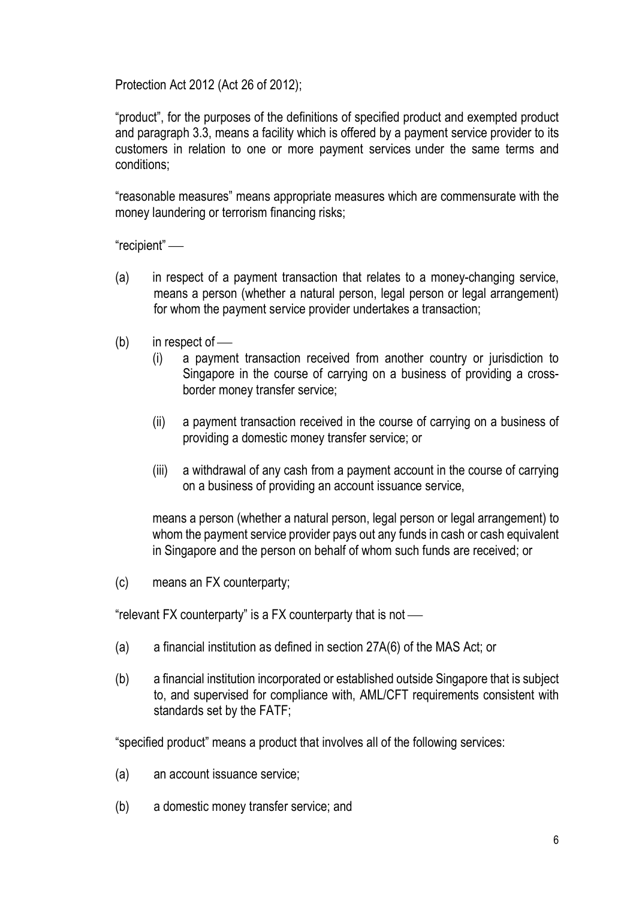Protection Act 2012 (Act 26 of 2012);

"product", for the purposes of the definitions of specified product and exempted product and paragraph 3.3, means a facility which is offered by a payment service provider to its customers in relation to one or more payment services under the same terms and conditions;

"reasonable measures" means appropriate measures which are commensurate with the money laundering or terrorism financing risks;

"recipient" —

(a) in respect of a payment transaction that relates to a money-changing service, means a person (whether a natural person, legal person or legal arrangement) for whom the payment service provider undertakes a transaction;

(b) in respect of —

  (i) a payment transaction received from another country or jurisdiction to Singapore in the course of carrying on a business of providing a cross-border money transfer service;

  (ii) a payment transaction received in the course of carrying on a business of providing a domestic money transfer service; or

  (iii) a withdrawal of any cash from a payment account in the course of carrying on a business of providing an account issuance service,

  means a person (whether a natural person, legal person or legal arrangement) to whom the payment service provider pays out any funds in cash or cash equivalent in Singapore and the person on behalf of whom such funds are received; or

(c) means an FX counterparty;

"relevant FX counterparty" is a FX counterparty that is not —

(a) a financial institution as defined in section 27A(6) of the MAS Act; or

(b) a financial institution incorporated or established outside Singapore that is subject to, and supervised for compliance with, AML/CFT requirements consistent with standards set by the FATF;

"specified product" means a product that involves all of the following services:

(a) an account issuance service;

(b) a domestic money transfer service; and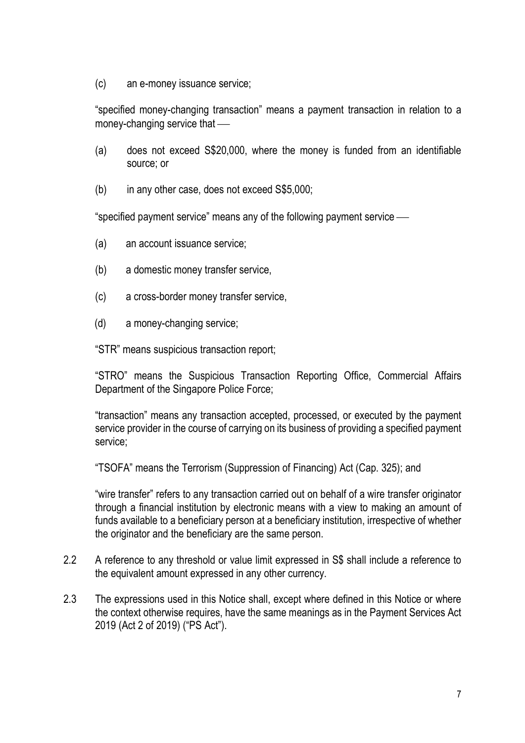(c) an e-money issuance service;

"specified money-changing transaction" means a payment transaction in relation to a money-changing service that —

(a) does not exceed S$20,000, where the money is funded from an identifiable source; or

(b) in any other case, does not exceed S$5,000;

"specified payment service" means any of the following payment service —

(a) an account issuance service;

(b) a domestic money transfer service,

(c) a cross-border money transfer service,

(d) a money-changing service;

"STR" means suspicious transaction report;

"STRO" means the Suspicious Transaction Reporting Office, Commercial Affairs Department of the Singapore Police Force;

"transaction" means any transaction accepted, processed, or executed by the payment service provider in the course of carrying on its business of providing a specified payment service;

"TSOFA" means the Terrorism (Suppression of Financing) Act (Cap. 325); and

"wire transfer" refers to any transaction carried out on behalf of a wire transfer originator through a financial institution by electronic means with a view to making an amount of funds available to a beneficiary person at a beneficiary institution, irrespective of whether the originator and the beneficiary are the same person.

2.2 A reference to any threshold or value limit expressed in S$ shall include a reference to the equivalent amount expressed in any other currency.

2.3 The expressions used in this Notice shall, except where defined in this Notice or where the context otherwise requires, have the same meanings as in the Payment Services Act 2019 (Act 2 of 2019) ("PS Act").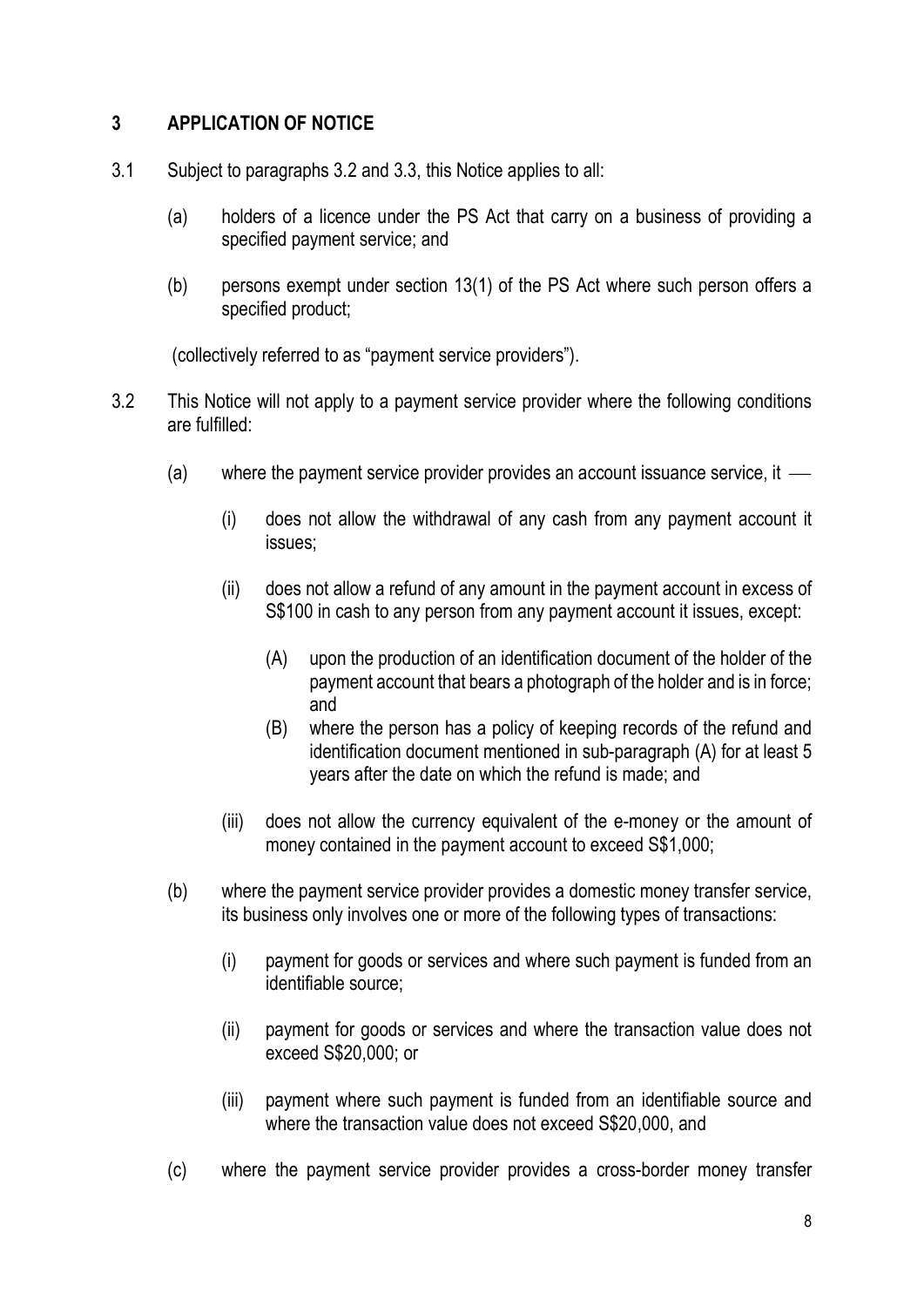## 3 APPLICATION OF NOTICE

3.1 Subject to paragraphs 3.2 and 3.3, this Notice applies to all:

(a) holders of a licence under the PS Act that carry on a business of providing a specified payment service; and

(b) persons exempt under section 13(1) of the PS Act where such person offers a specified product;

(collectively referred to as "payment service providers").

3.2 This Notice will not apply to a payment service provider where the following conditions are fulfilled:

(a) where the payment service provider provides an account issuance service, it —

(i) does not allow the withdrawal of any cash from any payment account it issues;

(ii) does not allow a refund of any amount in the payment account in excess of S$100 in cash to any person from any payment account it issues, except:

(A) upon the production of an identification document of the holder of the payment account that bears a photograph of the holder and is in force; and

(B) where the person has a policy of keeping records of the refund and identification document mentioned in sub-paragraph (A) for at least 5 years after the date on which the refund is made; and

(iii) does not allow the currency equivalent of the e-money or the amount of money contained in the payment account to exceed S$1,000;

(b) where the payment service provider provides a domestic money transfer service, its business only involves one or more of the following types of transactions:

(i) payment for goods or services and where such payment is funded from an identifiable source;

(ii) payment for goods or services and where the transaction value does not exceed S$20,000; or

(iii) payment where such payment is funded from an identifiable source and where the transaction value does not exceed S$20,000, and

(c) where the payment service provider provides a cross-border money transfer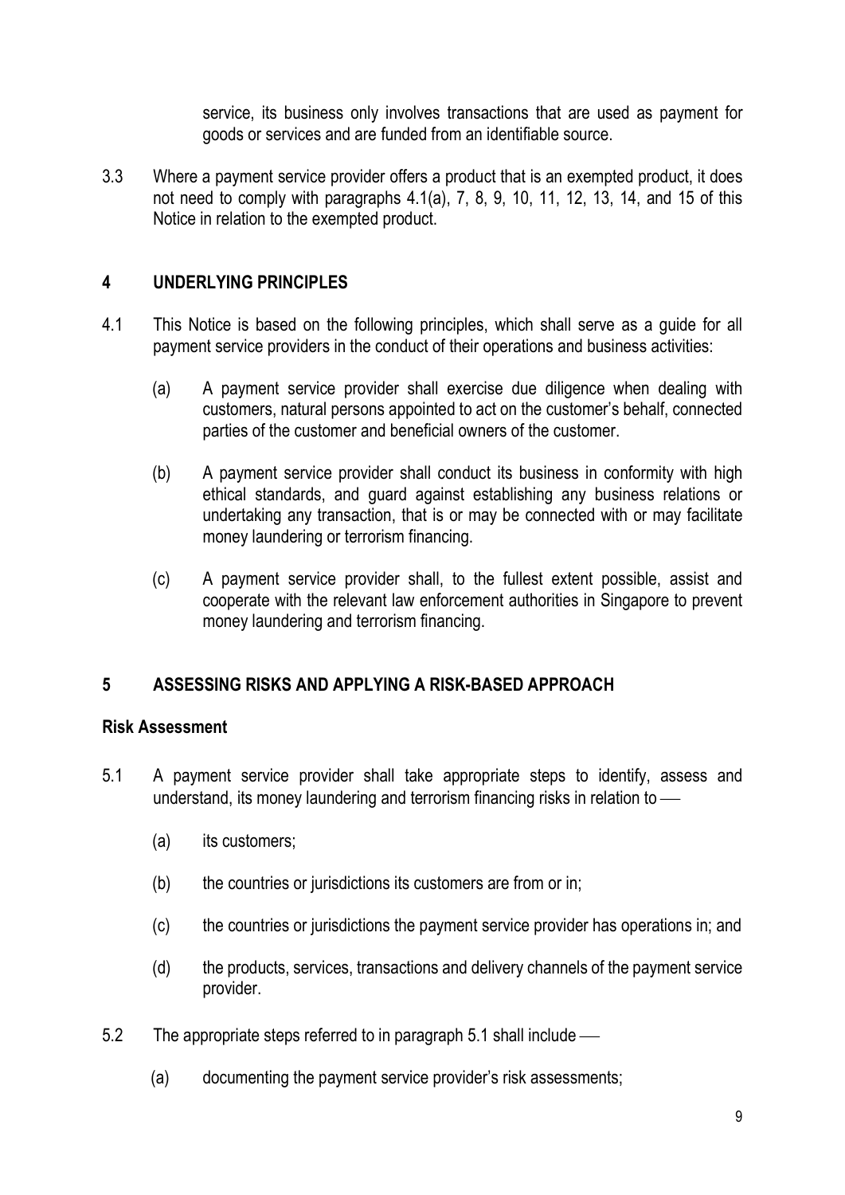service, its business only involves transactions that are used as payment for goods or services and are funded from an identifiable source.

3.3 Where a payment service provider offers a product that is an exempted product, it does not need to comply with paragraphs 4.1(a), 7, 8, 9, 10, 11, 12, 13, 14, and 15 of this Notice in relation to the exempted product.

## 4 UNDERLYING PRINCIPLES

4.1 This Notice is based on the following principles, which shall serve as a guide for all payment service providers in the conduct of their operations and business activities:

(a) A payment service provider shall exercise due diligence when dealing with customers, natural persons appointed to act on the customer's behalf, connected parties of the customer and beneficial owners of the customer.

(b) A payment service provider shall conduct its business in conformity with high ethical standards, and guard against establishing any business relations or undertaking any transaction, that is or may be connected with or may facilitate money laundering or terrorism financing.

(c) A payment service provider shall, to the fullest extent possible, assist and cooperate with the relevant law enforcement authorities in Singapore to prevent money laundering and terrorism financing.

## 5 ASSESSING RISKS AND APPLYING A RISK-BASED APPROACH

### Risk Assessment

5.1 A payment service provider shall take appropriate steps to identify, assess and understand, its money laundering and terrorism financing risks in relation to —

(a) its customers;

(b) the countries or jurisdictions its customers are from or in;

(c) the countries or jurisdictions the payment service provider has operations in; and

(d) the products, services, transactions and delivery channels of the payment service provider.

5.2 The appropriate steps referred to in paragraph 5.1 shall include —

(a) documenting the payment service provider's risk assessments;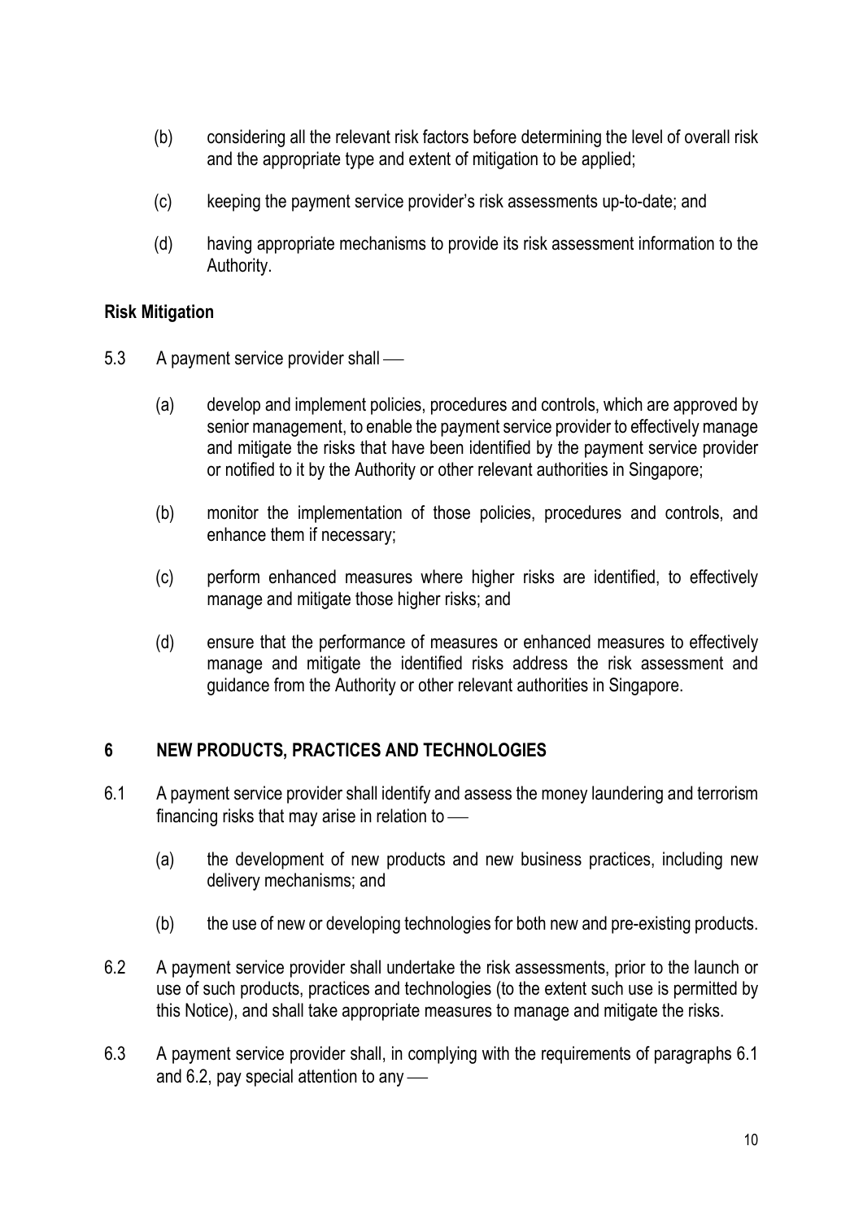(b) considering all the relevant risk factors before determining the level of overall risk and the appropriate type and extent of mitigation to be applied;

(c) keeping the payment service provider's risk assessments up-to-date; and

(d) having appropriate mechanisms to provide its risk assessment information to the Authority.

**Risk Mitigation**

5.3 A payment service provider shall —

(a) develop and implement policies, procedures and controls, which are approved by senior management, to enable the payment service provider to effectively manage and mitigate the risks that have been identified by the payment service provider or notified to it by the Authority or other relevant authorities in Singapore;

(b) monitor the implementation of those policies, procedures and controls, and enhance them if necessary;

(c) perform enhanced measures where higher risks are identified, to effectively manage and mitigate those higher risks; and

(d) ensure that the performance of measures or enhanced measures to effectively manage and mitigate the identified risks address the risk assessment and guidance from the Authority or other relevant authorities in Singapore.

## 6 NEW PRODUCTS, PRACTICES AND TECHNOLOGIES

6.1 A payment service provider shall identify and assess the money laundering and terrorism financing risks that may arise in relation to —

(a) the development of new products and new business practices, including new delivery mechanisms; and

(b) the use of new or developing technologies for both new and pre-existing products.

6.2 A payment service provider shall undertake the risk assessments, prior to the launch or use of such products, practices and technologies (to the extent such use is permitted by this Notice), and shall take appropriate measures to manage and mitigate the risks.

6.3 A payment service provider shall, in complying with the requirements of paragraphs 6.1 and 6.2, pay special attention to any —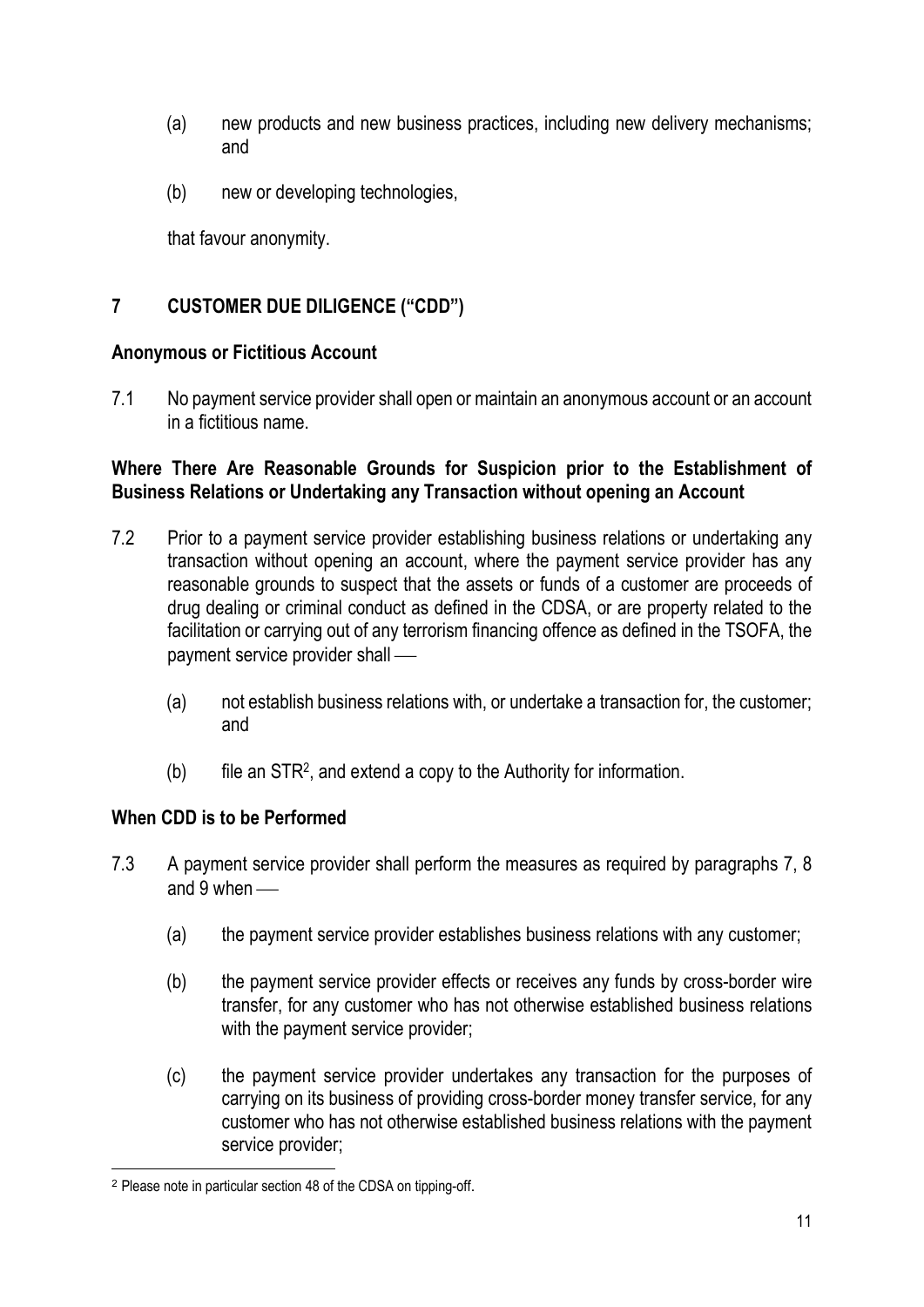(a) new products and new business practices, including new delivery mechanisms; and

(b) new or developing technologies,

that favour anonymity.

## 7 CUSTOMER DUE DILIGENCE ("CDD")

**Anonymous or Fictitious Account**

7.1 No payment service provider shall open or maintain an anonymous account or an account in a fictitious name.

**Where There Are Reasonable Grounds for Suspicion prior to the Establishment of Business Relations or Undertaking any Transaction without opening an Account**

7.2 Prior to a payment service provider establishing business relations or undertaking any transaction without opening an account, where the payment service provider has any reasonable grounds to suspect that the assets or funds of a customer are proceeds of drug dealing or criminal conduct as defined in the CDSA, or are property related to the facilitation or carrying out of any terrorism financing offence as defined in the TSOFA, the payment service provider shall —

(a) not establish business relations with, or undertake a transaction for, the customer; and

(b) file an STR[2], and extend a copy to the Authority for information.

**When CDD is to be Performed**

7.3 A payment service provider shall perform the measures as required by paragraphs 7, 8 and 9 when —

(a) the payment service provider establishes business relations with any customer;

(b) the payment service provider effects or receives any funds by cross-border wire transfer, for any customer who has not otherwise established business relations with the payment service provider;

(c) the payment service provider undertakes any transaction for the purposes of carrying on its business of providing cross-border money transfer service, for any customer who has not otherwise established business relations with the payment service provider;

[2] Please note in particular section 48 of the CDSA on tipping-off.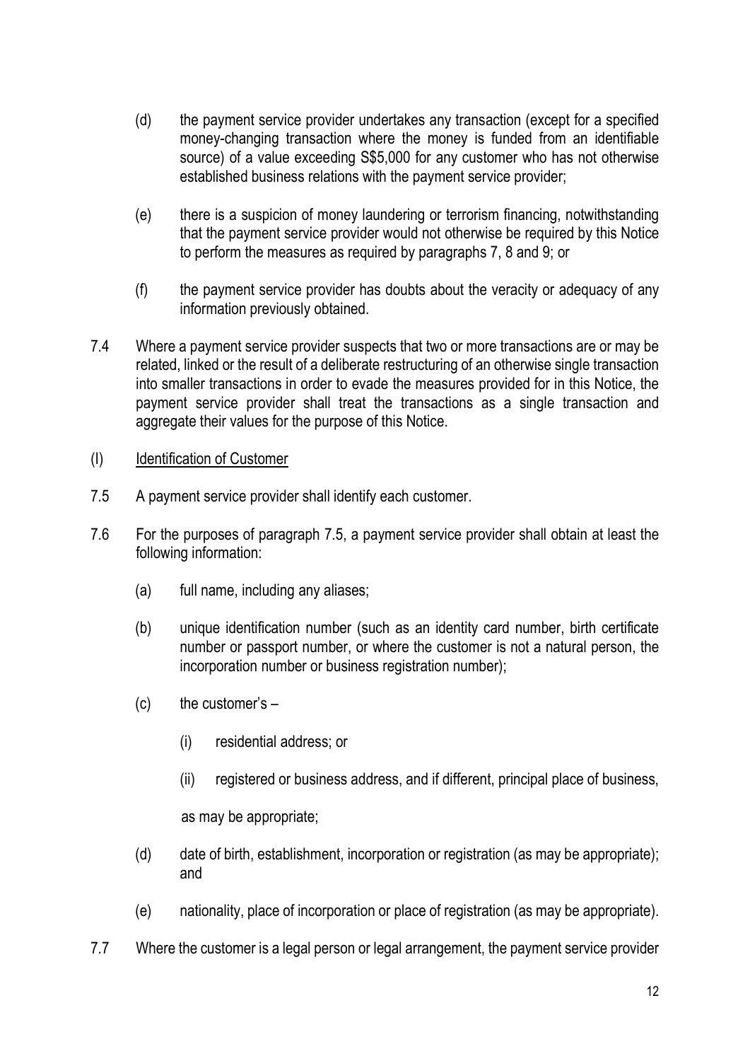(d) the payment service provider undertakes any transaction (except for a specified money-changing transaction where the money is funded from an identifiable source) of a value exceeding S$5,000 for any customer who has not otherwise established business relations with the payment service provider;

(e) there is a suspicion of money laundering or terrorism financing, notwithstanding that the payment service provider would not otherwise be required by this Notice to perform the measures as required by paragraphs 7, 8 and 9; or

(f) the payment service provider has doubts about the veracity or adequacy of any information previously obtained.

7.4 Where a payment service provider suspects that two or more transactions are or may be related, linked or the result of a deliberate restructuring of an otherwise single transaction into smaller transactions in order to evade the measures provided for in this Notice, the payment service provider shall treat the transactions as a single transaction and aggregate their values for the purpose of this Notice.

(I) <u>Identification of Customer</u>

7.5 A payment service provider shall identify each customer.

7.6 For the purposes of paragraph 7.5, a payment service provider shall obtain at least the following information:

(a) full name, including any aliases;

(b) unique identification number (such as an identity card number, birth certificate number or passport number, or where the customer is not a natural person, the incorporation number or business registration number);

(c) the customer's –

(i) residential address; or

(ii) registered or business address, and if different, principal place of business,

as may be appropriate;

(d) date of birth, establishment, incorporation or registration (as may be appropriate); and

(e) nationality, place of incorporation or place of registration (as may be appropriate).

7.7 Where the customer is a legal person or legal arrangement, the payment service provider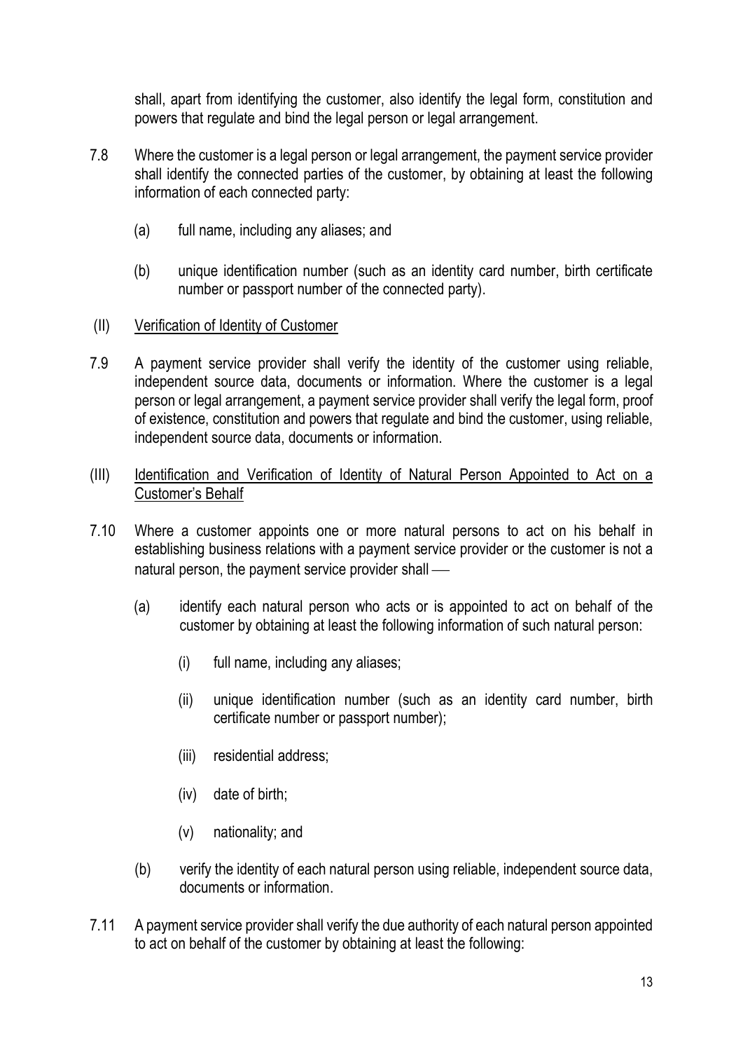shall, apart from identifying the customer, also identify the legal form, constitution and powers that regulate and bind the legal person or legal arrangement.

7.8 Where the customer is a legal person or legal arrangement, the payment service provider shall identify the connected parties of the customer, by obtaining at least the following information of each connected party:

(a) full name, including any aliases; and

(b) unique identification number (such as an identity card number, birth certificate number or passport number of the connected party).

(II) <u>Verification of Identity of Customer</u>

7.9 A payment service provider shall verify the identity of the customer using reliable, independent source data, documents or information. Where the customer is a legal person or legal arrangement, a payment service provider shall verify the legal form, proof of existence, constitution and powers that regulate and bind the customer, using reliable, independent source data, documents or information.

(III) <u>Identification and Verification of Identity of Natural Person Appointed to Act on a Customer's Behalf</u>

7.10 Where a customer appoints one or more natural persons to act on his behalf in establishing business relations with a payment service provider or the customer is not a natural person, the payment service provider shall —

(a) identify each natural person who acts or is appointed to act on behalf of the customer by obtaining at least the following information of such natural person:

(i) full name, including any aliases;

(ii) unique identification number (such as an identity card number, birth certificate number or passport number);

(iii) residential address;

(iv) date of birth;

(v) nationality; and

(b) verify the identity of each natural person using reliable, independent source data, documents or information.

7.11 A payment service provider shall verify the due authority of each natural person appointed to act on behalf of the customer by obtaining at least the following: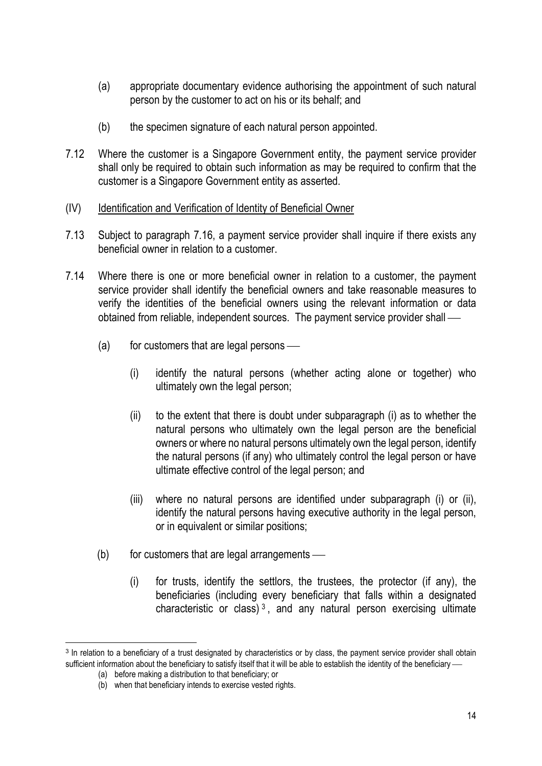(a) appropriate documentary evidence authorising the appointment of such natural person by the customer to act on his or its behalf; and

(b) the specimen signature of each natural person appointed.

7.12 Where the customer is a Singapore Government entity, the payment service provider shall only be required to obtain such information as may be required to confirm that the customer is a Singapore Government entity as asserted.

(IV) Identification and Verification of Identity of Beneficial Owner

7.13 Subject to paragraph 7.16, a payment service provider shall inquire if there exists any beneficial owner in relation to a customer.

7.14 Where there is one or more beneficial owner in relation to a customer, the payment service provider shall identify the beneficial owners and take reasonable measures to verify the identities of the beneficial owners using the relevant information or data obtained from reliable, independent sources. The payment service provider shall —

(a) for customers that are legal persons —

(i) identify the natural persons (whether acting alone or together) who ultimately own the legal person;

(ii) to the extent that there is doubt under subparagraph (i) as to whether the natural persons who ultimately own the legal person are the beneficial owners or where no natural persons ultimately own the legal person, identify the natural persons (if any) who ultimately control the legal person or have ultimate effective control of the legal person; and

(iii) where no natural persons are identified under subparagraph (i) or (ii), identify the natural persons having executive authority in the legal person, or in equivalent or similar positions;

(b) for customers that are legal arrangements —

(i) for trusts, identify the settlors, the trustees, the protector (if any), the beneficiaries (including every beneficiary that falls within a designated characteristic or class)[3], and any natural person exercising ultimate

---

[3] In relation to a beneficiary of a trust designated by characteristics or by class, the payment service provider shall obtain sufficient information about the beneficiary to satisfy itself that it will be able to establish the identity of the beneficiary —

(a) before making a distribution to that beneficiary; or

(b) when that beneficiary intends to exercise vested rights.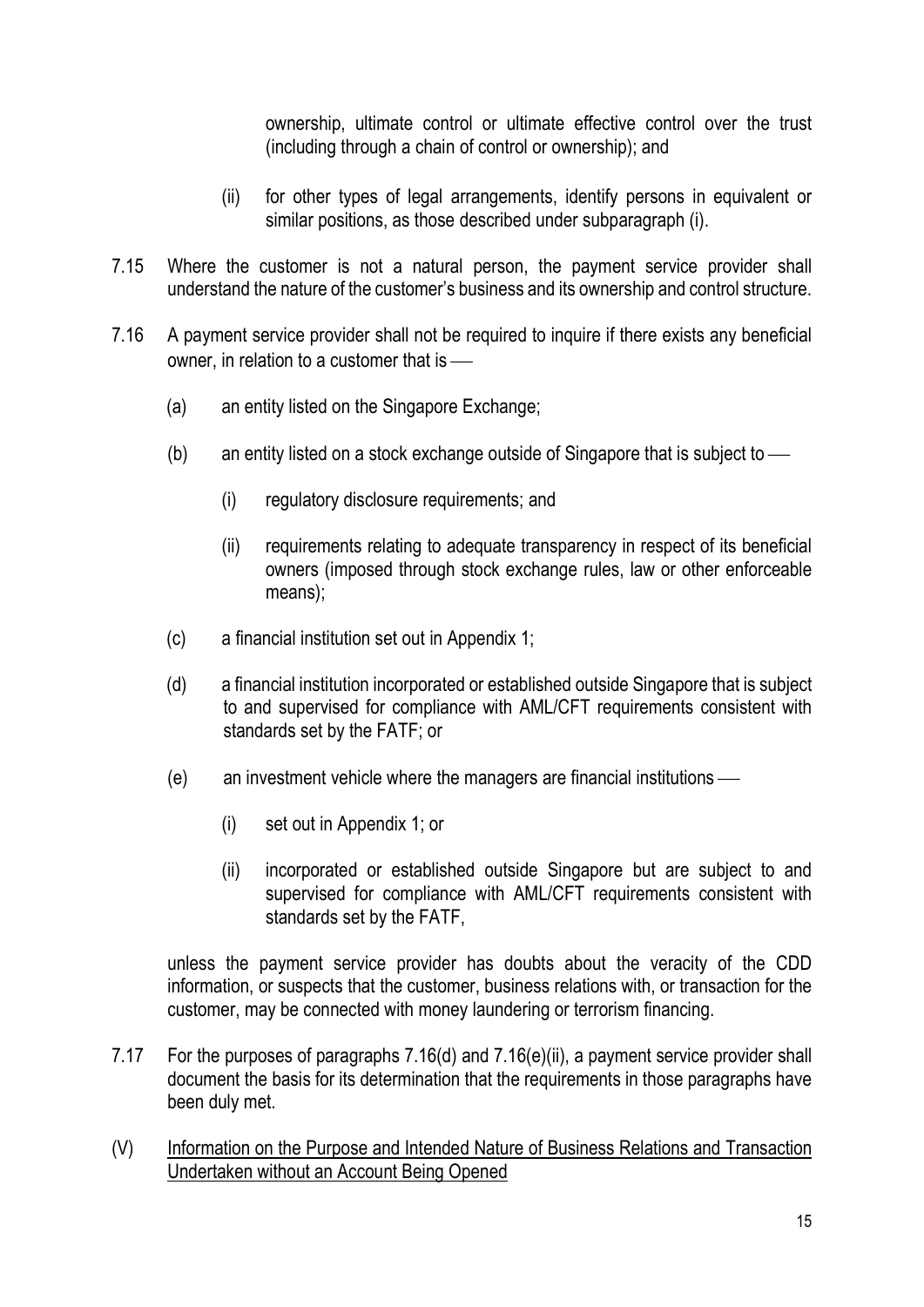ownership, ultimate control or ultimate effective control over the trust (including through a chain of control or ownership); and

(ii) for other types of legal arrangements, identify persons in equivalent or similar positions, as those described under subparagraph (i).

7.15 Where the customer is not a natural person, the payment service provider shall understand the nature of the customer's business and its ownership and control structure.

7.16 A payment service provider shall not be required to inquire if there exists any beneficial owner, in relation to a customer that is —

(a) an entity listed on the Singapore Exchange;

(b) an entity listed on a stock exchange outside of Singapore that is subject to —

(i) regulatory disclosure requirements; and

(ii) requirements relating to adequate transparency in respect of its beneficial owners (imposed through stock exchange rules, law or other enforceable means);

(c) a financial institution set out in Appendix 1;

(d) a financial institution incorporated or established outside Singapore that is subject to and supervised for compliance with AML/CFT requirements consistent with standards set by the FATF; or

(e) an investment vehicle where the managers are financial institutions —

(i) set out in Appendix 1; or

(ii) incorporated or established outside Singapore but are subject to and supervised for compliance with AML/CFT requirements consistent with standards set by the FATF,

unless the payment service provider has doubts about the veracity of the CDD information, or suspects that the customer, business relations with, or transaction for the customer, may be connected with money laundering or terrorism financing.

7.17 For the purposes of paragraphs 7.16(d) and 7.16(e)(ii), a payment service provider shall document the basis for its determination that the requirements in those paragraphs have been duly met.

(V) <u>Information on the Purpose and Intended Nature of Business Relations and Transaction Undertaken without an Account Being Opened</u>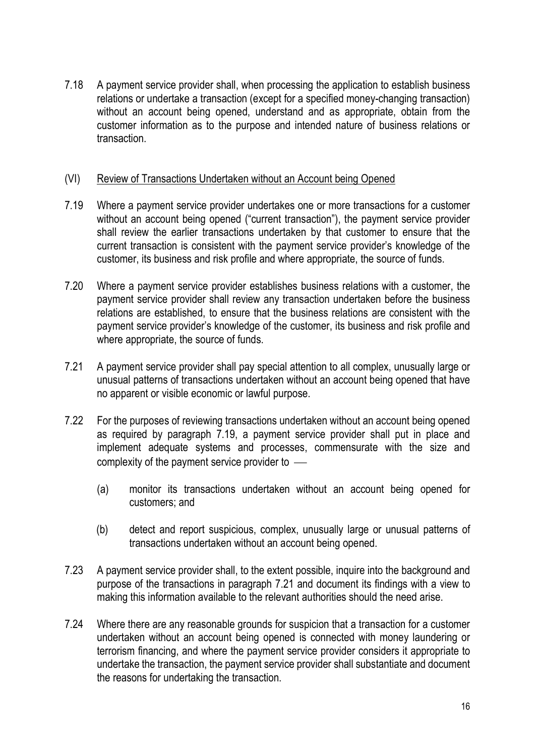7.18 A payment service provider shall, when processing the application to establish business relations or undertake a transaction (except for a specified money-changing transaction) without an account being opened, understand and as appropriate, obtain from the customer information as to the purpose and intended nature of business relations or transaction.

(VI) <u>Review of Transactions Undertaken without an Account being Opened</u>

7.19 Where a payment service provider undertakes one or more transactions for a customer without an account being opened ("current transaction"), the payment service provider shall review the earlier transactions undertaken by that customer to ensure that the current transaction is consistent with the payment service provider's knowledge of the customer, its business and risk profile and where appropriate, the source of funds.

7.20 Where a payment service provider establishes business relations with a customer, the payment service provider shall review any transaction undertaken before the business relations are established, to ensure that the business relations are consistent with the payment service provider's knowledge of the customer, its business and risk profile and where appropriate, the source of funds.

7.21 A payment service provider shall pay special attention to all complex, unusually large or unusual patterns of transactions undertaken without an account being opened that have no apparent or visible economic or lawful purpose.

7.22 For the purposes of reviewing transactions undertaken without an account being opened as required by paragraph 7.19, a payment service provider shall put in place and implement adequate systems and processes, commensurate with the size and complexity of the payment service provider to —

(a) monitor its transactions undertaken without an account being opened for customers; and

(b) detect and report suspicious, complex, unusually large or unusual patterns of transactions undertaken without an account being opened.

7.23 A payment service provider shall, to the extent possible, inquire into the background and purpose of the transactions in paragraph 7.21 and document its findings with a view to making this information available to the relevant authorities should the need arise.

7.24 Where there are any reasonable grounds for suspicion that a transaction for a customer undertaken without an account being opened is connected with money laundering or terrorism financing, and where the payment service provider considers it appropriate to undertake the transaction, the payment service provider shall substantiate and document the reasons for undertaking the transaction.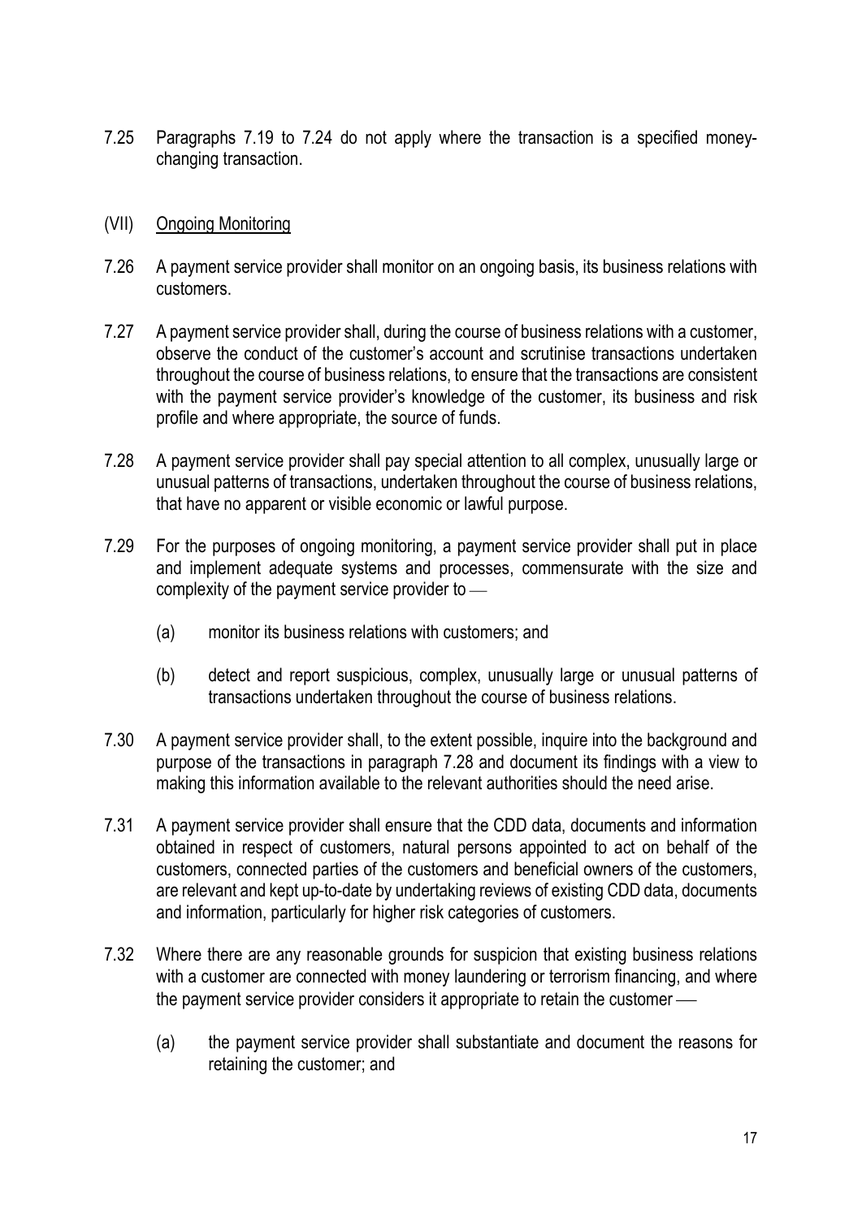7.25 Paragraphs 7.19 to 7.24 do not apply where the transaction is a specified money-changing transaction.

## (VII) Ongoing Monitoring

7.26 A payment service provider shall monitor on an ongoing basis, its business relations with customers.

7.27 A payment service provider shall, during the course of business relations with a customer, observe the conduct of the customer's account and scrutinise transactions undertaken throughout the course of business relations, to ensure that the transactions are consistent with the payment service provider's knowledge of the customer, its business and risk profile and where appropriate, the source of funds.

7.28 A payment service provider shall pay special attention to all complex, unusually large or unusual patterns of transactions, undertaken throughout the course of business relations, that have no apparent or visible economic or lawful purpose.

7.29 For the purposes of ongoing monitoring, a payment service provider shall put in place and implement adequate systems and processes, commensurate with the size and complexity of the payment service provider to —

(a) monitor its business relations with customers; and

(b) detect and report suspicious, complex, unusually large or unusual patterns of transactions undertaken throughout the course of business relations.

7.30 A payment service provider shall, to the extent possible, inquire into the background and purpose of the transactions in paragraph 7.28 and document its findings with a view to making this information available to the relevant authorities should the need arise.

7.31 A payment service provider shall ensure that the CDD data, documents and information obtained in respect of customers, natural persons appointed to act on behalf of the customers, connected parties of the customers and beneficial owners of the customers, are relevant and kept up-to-date by undertaking reviews of existing CDD data, documents and information, particularly for higher risk categories of customers.

7.32 Where there are any reasonable grounds for suspicion that existing business relations with a customer are connected with money laundering or terrorism financing, and where the payment service provider considers it appropriate to retain the customer —

(a) the payment service provider shall substantiate and document the reasons for retaining the customer; and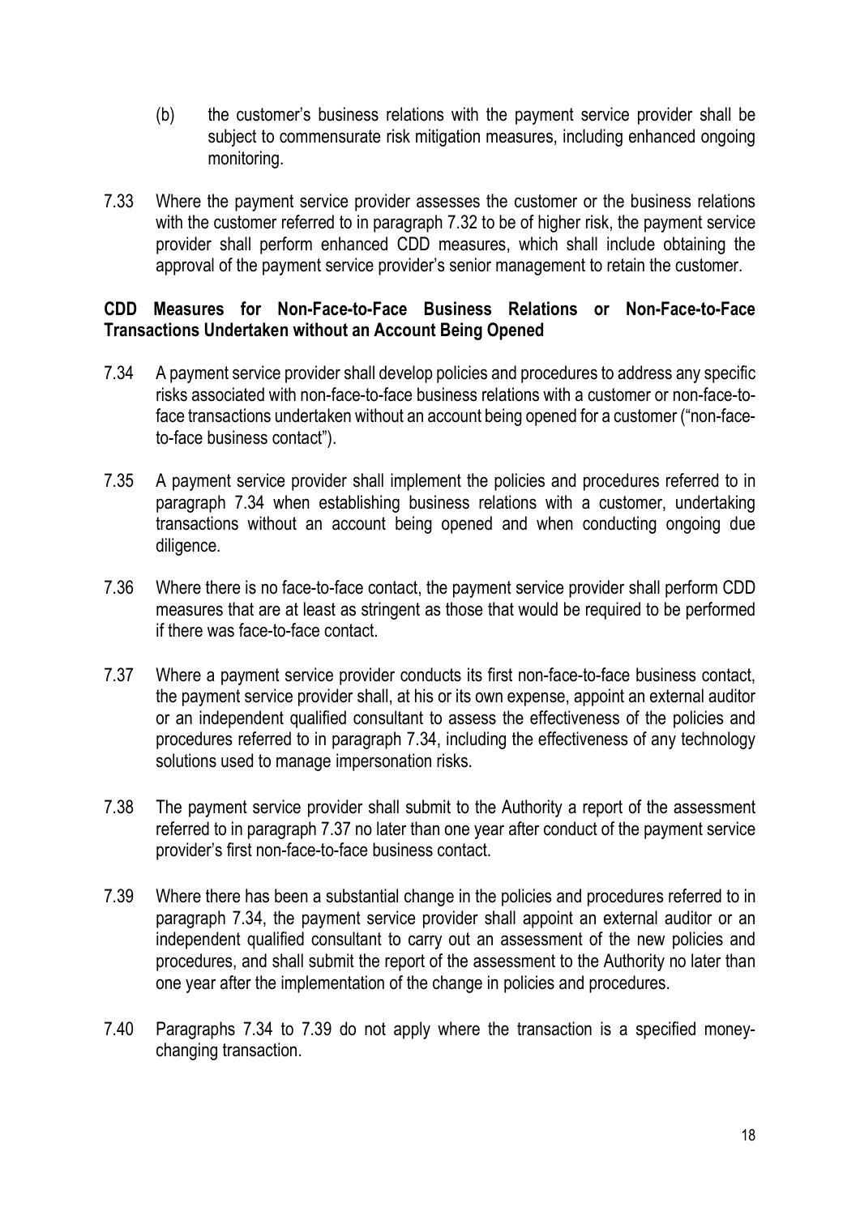(b) the customer's business relations with the payment service provider shall be subject to commensurate risk mitigation measures, including enhanced ongoing monitoring.

7.33 Where the payment service provider assesses the customer or the business relations with the customer referred to in paragraph 7.32 to be of higher risk, the payment service provider shall perform enhanced CDD measures, which shall include obtaining the approval of the payment service provider's senior management to retain the customer.

**CDD Measures for Non-Face-to-Face Business Relations or Non-Face-to-Face Transactions Undertaken without an Account Being Opened**

7.34 A payment service provider shall develop policies and procedures to address any specific risks associated with non-face-to-face business relations with a customer or non-face-to-face transactions undertaken without an account being opened for a customer ("non-face-to-face business contact").

7.35 A payment service provider shall implement the policies and procedures referred to in paragraph 7.34 when establishing business relations with a customer, undertaking transactions without an account being opened and when conducting ongoing due diligence.

7.36 Where there is no face-to-face contact, the payment service provider shall perform CDD measures that are at least as stringent as those that would be required to be performed if there was face-to-face contact.

7.37 Where a payment service provider conducts its first non-face-to-face business contact, the payment service provider shall, at his or its own expense, appoint an external auditor or an independent qualified consultant to assess the effectiveness of the policies and procedures referred to in paragraph 7.34, including the effectiveness of any technology solutions used to manage impersonation risks.

7.38 The payment service provider shall submit to the Authority a report of the assessment referred to in paragraph 7.37 no later than one year after conduct of the payment service provider's first non-face-to-face business contact.

7.39 Where there has been a substantial change in the policies and procedures referred to in paragraph 7.34, the payment service provider shall appoint an external auditor or an independent qualified consultant to carry out an assessment of the new policies and procedures, and shall submit the report of the assessment to the Authority no later than one year after the implementation of the change in policies and procedures.

7.40 Paragraphs 7.34 to 7.39 do not apply where the transaction is a specified money-changing transaction.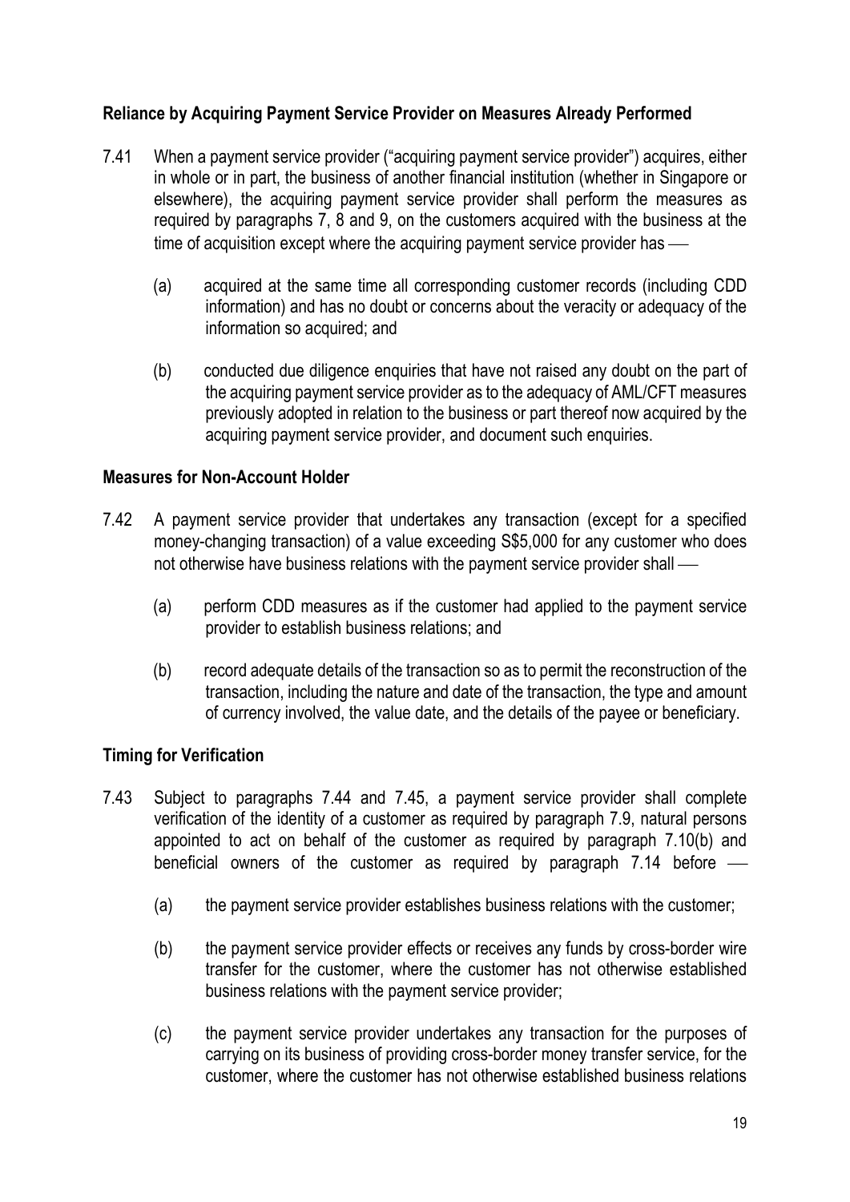**Reliance by Acquiring Payment Service Provider on Measures Already Performed**

7.41 When a payment service provider ("acquiring payment service provider") acquires, either in whole or in part, the business of another financial institution (whether in Singapore or elsewhere), the acquiring payment service provider shall perform the measures as required by paragraphs 7, 8 and 9, on the customers acquired with the business at the time of acquisition except where the acquiring payment service provider has —

(a) acquired at the same time all corresponding customer records (including CDD information) and has no doubt or concerns about the veracity or adequacy of the information so acquired; and

(b) conducted due diligence enquiries that have not raised any doubt on the part of the acquiring payment service provider as to the adequacy of AML/CFT measures previously adopted in relation to the business or part thereof now acquired by the acquiring payment service provider, and document such enquiries.

**Measures for Non-Account Holder**

7.42 A payment service provider that undertakes any transaction (except for a specified money-changing transaction) of a value exceeding S$5,000 for any customer who does not otherwise have business relations with the payment service provider shall —

(a) perform CDD measures as if the customer had applied to the payment service provider to establish business relations; and

(b) record adequate details of the transaction so as to permit the reconstruction of the transaction, including the nature and date of the transaction, the type and amount of currency involved, the value date, and the details of the payee or beneficiary.

**Timing for Verification**

7.43 Subject to paragraphs 7.44 and 7.45, a payment service provider shall complete verification of the identity of a customer as required by paragraph 7.9, natural persons appointed to act on behalf of the customer as required by paragraph 7.10(b) and beneficial owners of the customer as required by paragraph 7.14 before —

(a) the payment service provider establishes business relations with the customer;

(b) the payment service provider effects or receives any funds by cross-border wire transfer for the customer, where the customer has not otherwise established business relations with the payment service provider;

(c) the payment service provider undertakes any transaction for the purposes of carrying on its business of providing cross-border money transfer service, for the customer, where the customer has not otherwise established business relations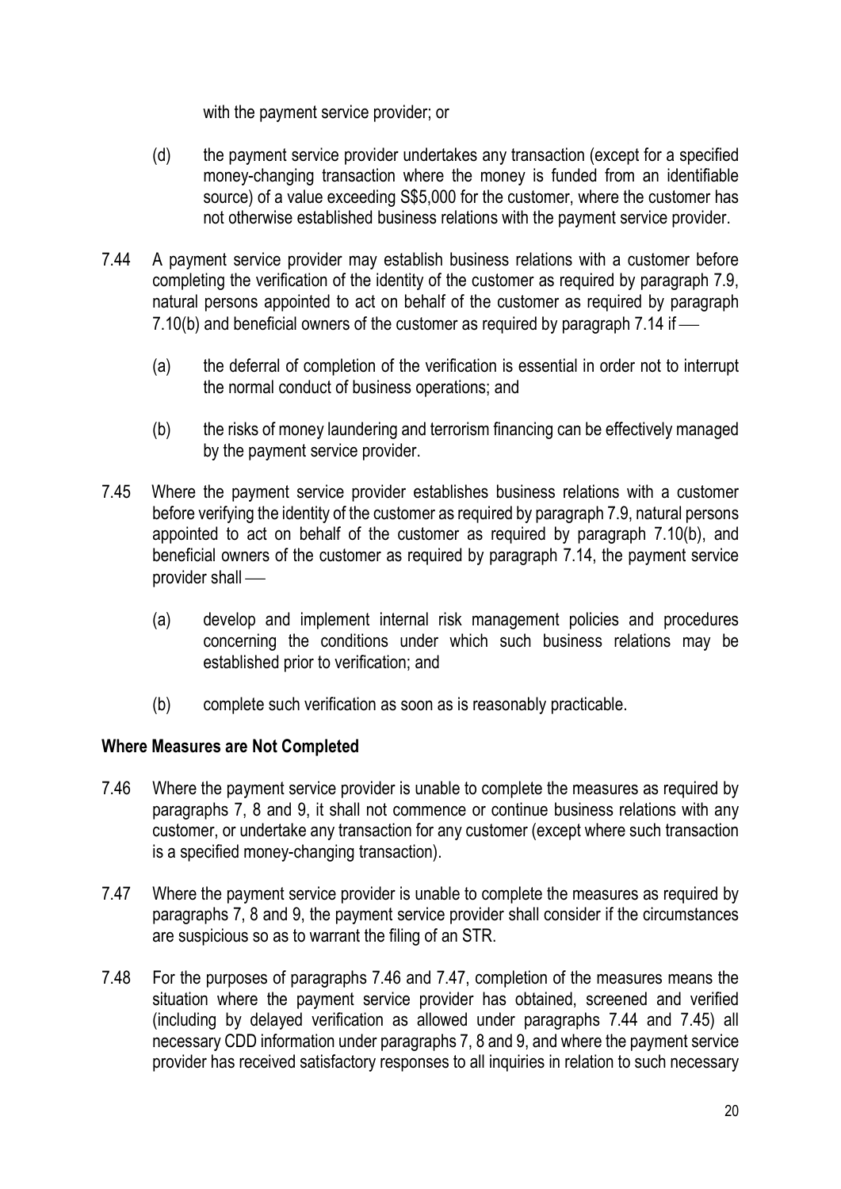with the payment service provider; or

(d) the payment service provider undertakes any transaction (except for a specified money-changing transaction where the money is funded from an identifiable source) of a value exceeding S$5,000 for the customer, where the customer has not otherwise established business relations with the payment service provider.

7.44 A payment service provider may establish business relations with a customer before completing the verification of the identity of the customer as required by paragraph 7.9, natural persons appointed to act on behalf of the customer as required by paragraph 7.10(b) and beneficial owners of the customer as required by paragraph 7.14 if —

(a) the deferral of completion of the verification is essential in order not to interrupt the normal conduct of business operations; and

(b) the risks of money laundering and terrorism financing can be effectively managed by the payment service provider.

7.45 Where the payment service provider establishes business relations with a customer before verifying the identity of the customer as required by paragraph 7.9, natural persons appointed to act on behalf of the customer as required by paragraph 7.10(b), and beneficial owners of the customer as required by paragraph 7.14, the payment service provider shall —

(a) develop and implement internal risk management policies and procedures concerning the conditions under which such business relations may be established prior to verification; and

(b) complete such verification as soon as is reasonably practicable.

**Where Measures are Not Completed**

7.46 Where the payment service provider is unable to complete the measures as required by paragraphs 7, 8 and 9, it shall not commence or continue business relations with any customer, or undertake any transaction for any customer (except where such transaction is a specified money-changing transaction).

7.47 Where the payment service provider is unable to complete the measures as required by paragraphs 7, 8 and 9, the payment service provider shall consider if the circumstances are suspicious so as to warrant the filing of an STR.

7.48 For the purposes of paragraphs 7.46 and 7.47, completion of the measures means the situation where the payment service provider has obtained, screened and verified (including by delayed verification as allowed under paragraphs 7.44 and 7.45) all necessary CDD information under paragraphs 7, 8 and 9, and where the payment service provider has received satisfactory responses to all inquiries in relation to such necessary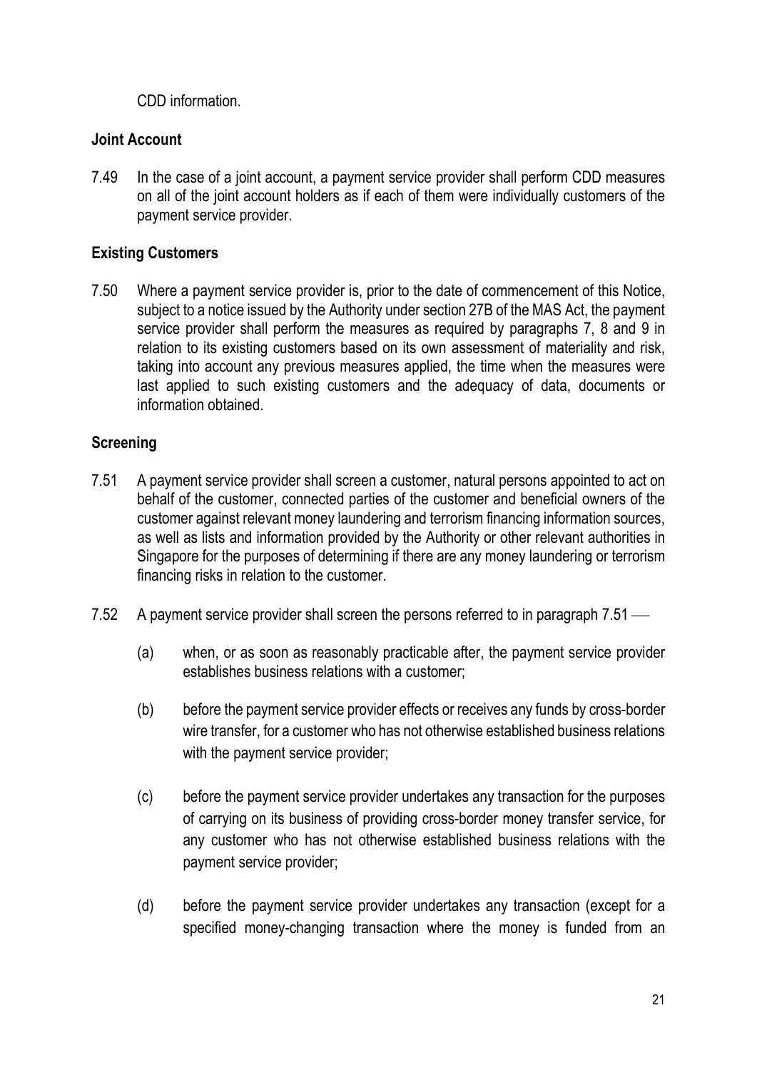CDD information.

**Joint Account**

7.49 In the case of a joint account, a payment service provider shall perform CDD measures on all of the joint account holders as if each of them were individually customers of the payment service provider.

**Existing Customers**

7.50 Where a payment service provider is, prior to the date of commencement of this Notice, subject to a notice issued by the Authority under section 27B of the MAS Act, the payment service provider shall perform the measures as required by paragraphs 7, 8 and 9 in relation to its existing customers based on its own assessment of materiality and risk, taking into account any previous measures applied, the time when the measures were last applied to such existing customers and the adequacy of data, documents or information obtained.

**Screening**

7.51 A payment service provider shall screen a customer, natural persons appointed to act on behalf of the customer, connected parties of the customer and beneficial owners of the customer against relevant money laundering and terrorism financing information sources, as well as lists and information provided by the Authority or other relevant authorities in Singapore for the purposes of determining if there are any money laundering or terrorism financing risks in relation to the customer.

7.52 A payment service provider shall screen the persons referred to in paragraph 7.51 ––

(a) when, or as soon as reasonably practicable after, the payment service provider establishes business relations with a customer;

(b) before the payment service provider effects or receives any funds by cross-border wire transfer, for a customer who has not otherwise established business relations with the payment service provider;

(c) before the payment service provider undertakes any transaction for the purposes of carrying on its business of providing cross-border money transfer service, for any customer who has not otherwise established business relations with the payment service provider;

(d) before the payment service provider undertakes any transaction (except for a specified money-changing transaction where the money is funded from an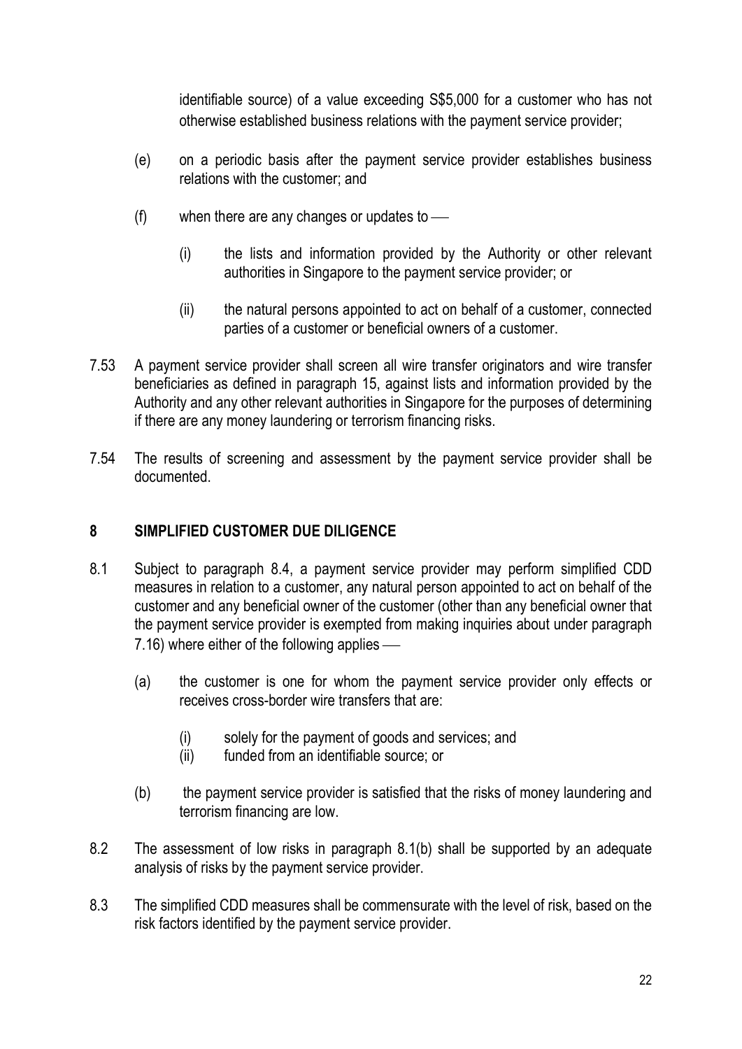identifiable source) of a value exceeding S$5,000 for a customer who has not otherwise established business relations with the payment service provider;

(e) on a periodic basis after the payment service provider establishes business relations with the customer; and

(f) when there are any changes or updates to —

(i) the lists and information provided by the Authority or other relevant authorities in Singapore to the payment service provider; or

(ii) the natural persons appointed to act on behalf of a customer, connected parties of a customer or beneficial owners of a customer.

7.53 A payment service provider shall screen all wire transfer originators and wire transfer beneficiaries as defined in paragraph 15, against lists and information provided by the Authority and any other relevant authorities in Singapore for the purposes of determining if there are any money laundering or terrorism financing risks.

7.54 The results of screening and assessment by the payment service provider shall be documented.

## 8 SIMPLIFIED CUSTOMER DUE DILIGENCE

8.1 Subject to paragraph 8.4, a payment service provider may perform simplified CDD measures in relation to a customer, any natural person appointed to act on behalf of the customer and any beneficial owner of the customer (other than any beneficial owner that the payment service provider is exempted from making inquiries about under paragraph 7.16) where either of the following applies —

(a) the customer is one for whom the payment service provider only effects or receives cross-border wire transfers that are:

(i) solely for the payment of goods and services; and
(ii) funded from an identifiable source; or

(b) the payment service provider is satisfied that the risks of money laundering and terrorism financing are low.

8.2 The assessment of low risks in paragraph 8.1(b) shall be supported by an adequate analysis of risks by the payment service provider.

8.3 The simplified CDD measures shall be commensurate with the level of risk, based on the risk factors identified by the payment service provider.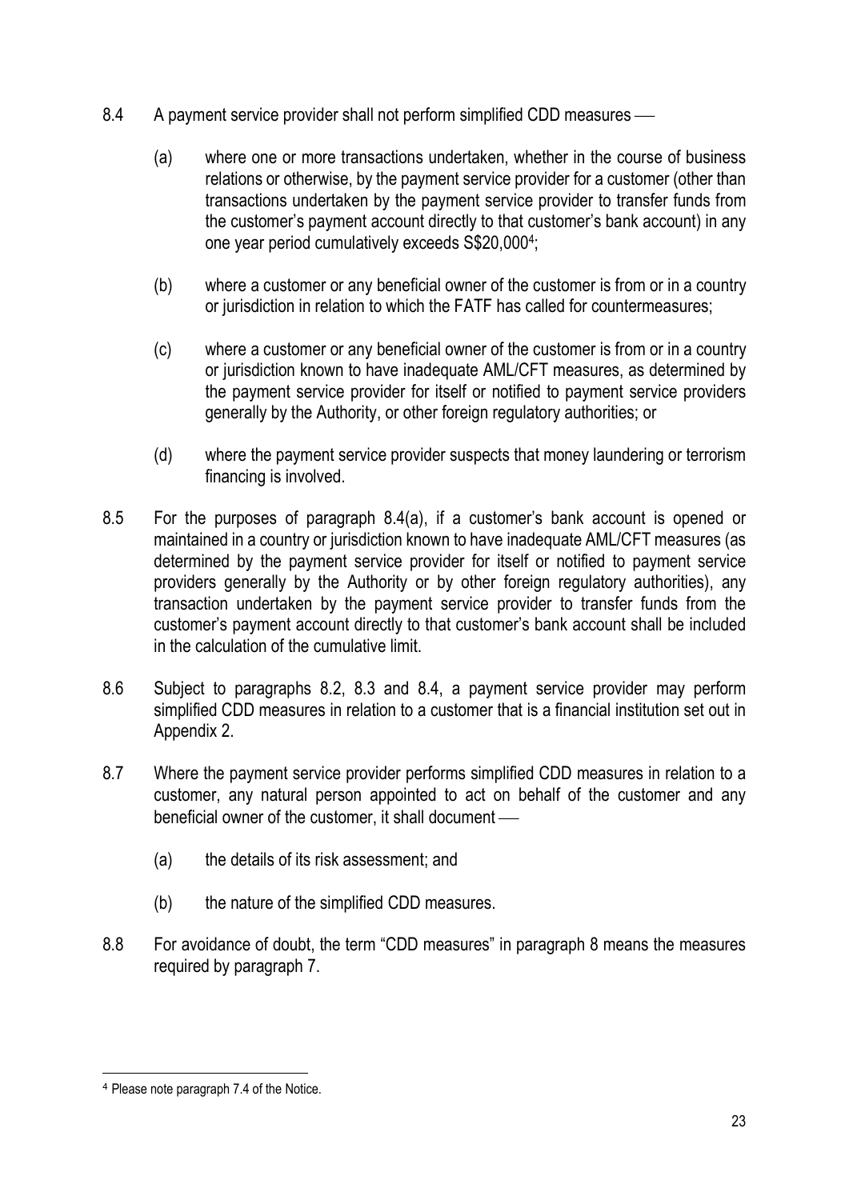8.4 A payment service provider shall not perform simplified CDD measures —

(a) where one or more transactions undertaken, whether in the course of business relations or otherwise, by the payment service provider for a customer (other than transactions undertaken by the payment service provider to transfer funds from the customer's payment account directly to that customer's bank account) in any one year period cumulatively exceeds S$20,000[4];

(b) where a customer or any beneficial owner of the customer is from or in a country or jurisdiction in relation to which the FATF has called for countermeasures;

(c) where a customer or any beneficial owner of the customer is from or in a country or jurisdiction known to have inadequate AML/CFT measures, as determined by the payment service provider for itself or notified to payment service providers generally by the Authority, or other foreign regulatory authorities; or

(d) where the payment service provider suspects that money laundering or terrorism financing is involved.

8.5 For the purposes of paragraph 8.4(a), if a customer's bank account is opened or maintained in a country or jurisdiction known to have inadequate AML/CFT measures (as determined by the payment service provider for itself or notified to payment service providers generally by the Authority or by other foreign regulatory authorities), any transaction undertaken by the payment service provider to transfer funds from the customer's payment account directly to that customer's bank account shall be included in the calculation of the cumulative limit.

8.6 Subject to paragraphs 8.2, 8.3 and 8.4, a payment service provider may perform simplified CDD measures in relation to a customer that is a financial institution set out in Appendix 2.

8.7 Where the payment service provider performs simplified CDD measures in relation to a customer, any natural person appointed to act on behalf of the customer and any beneficial owner of the customer, it shall document —

(a) the details of its risk assessment; and

(b) the nature of the simplified CDD measures.

8.8 For avoidance of doubt, the term "CDD measures" in paragraph 8 means the measures required by paragraph 7.

---

[4] Please note paragraph 7.4 of the Notice.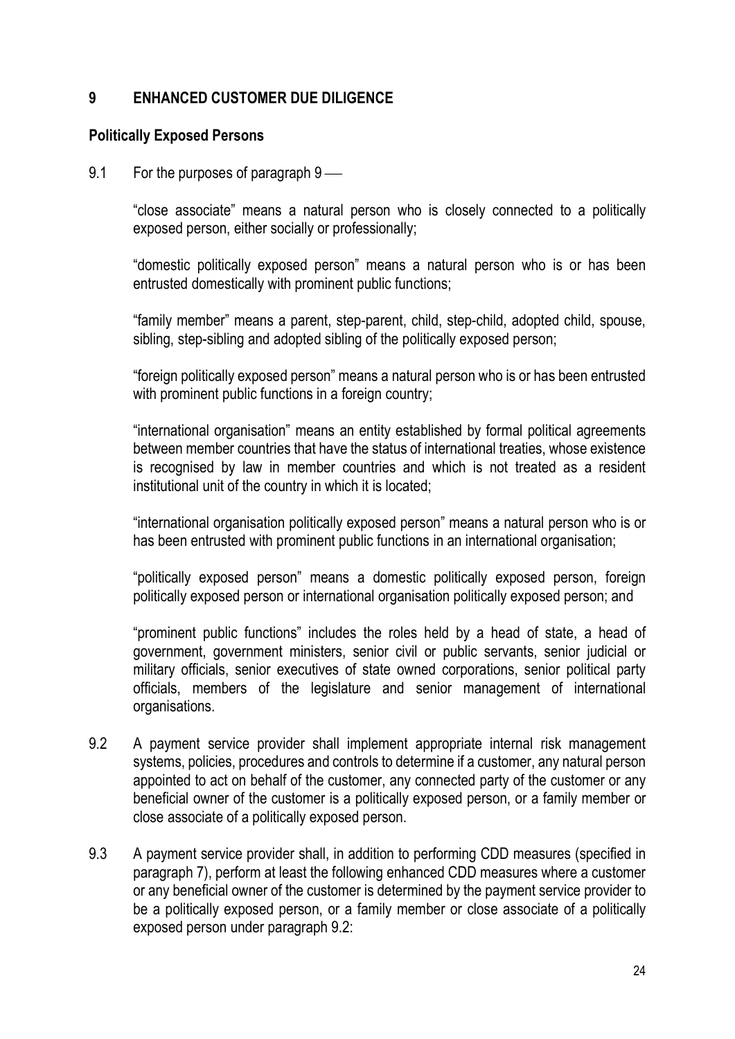## 9 ENHANCED CUSTOMER DUE DILIGENCE

### Politically Exposed Persons

9.1 For the purposes of paragraph 9 —

"close associate" means a natural person who is closely connected to a politically exposed person, either socially or professionally;

"domestic politically exposed person" means a natural person who is or has been entrusted domestically with prominent public functions;

"family member" means a parent, step-parent, child, step-child, adopted child, spouse, sibling, step-sibling and adopted sibling of the politically exposed person;

"foreign politically exposed person" means a natural person who is or has been entrusted with prominent public functions in a foreign country;

"international organisation" means an entity established by formal political agreements between member countries that have the status of international treaties, whose existence is recognised by law in member countries and which is not treated as a resident institutional unit of the country in which it is located;

"international organisation politically exposed person" means a natural person who is or has been entrusted with prominent public functions in an international organisation;

"politically exposed person" means a domestic politically exposed person, foreign politically exposed person or international organisation politically exposed person; and

"prominent public functions" includes the roles held by a head of state, a head of government, government ministers, senior civil or public servants, senior judicial or military officials, senior executives of state owned corporations, senior political party officials, members of the legislature and senior management of international organisations.

9.2 A payment service provider shall implement appropriate internal risk management systems, policies, procedures and controls to determine if a customer, any natural person appointed to act on behalf of the customer, any connected party of the customer or any beneficial owner of the customer is a politically exposed person, or a family member or close associate of a politically exposed person.

9.3 A payment service provider shall, in addition to performing CDD measures (specified in paragraph 7), perform at least the following enhanced CDD measures where a customer or any beneficial owner of the customer is determined by the payment service provider to be a politically exposed person, or a family member or close associate of a politically exposed person under paragraph 9.2: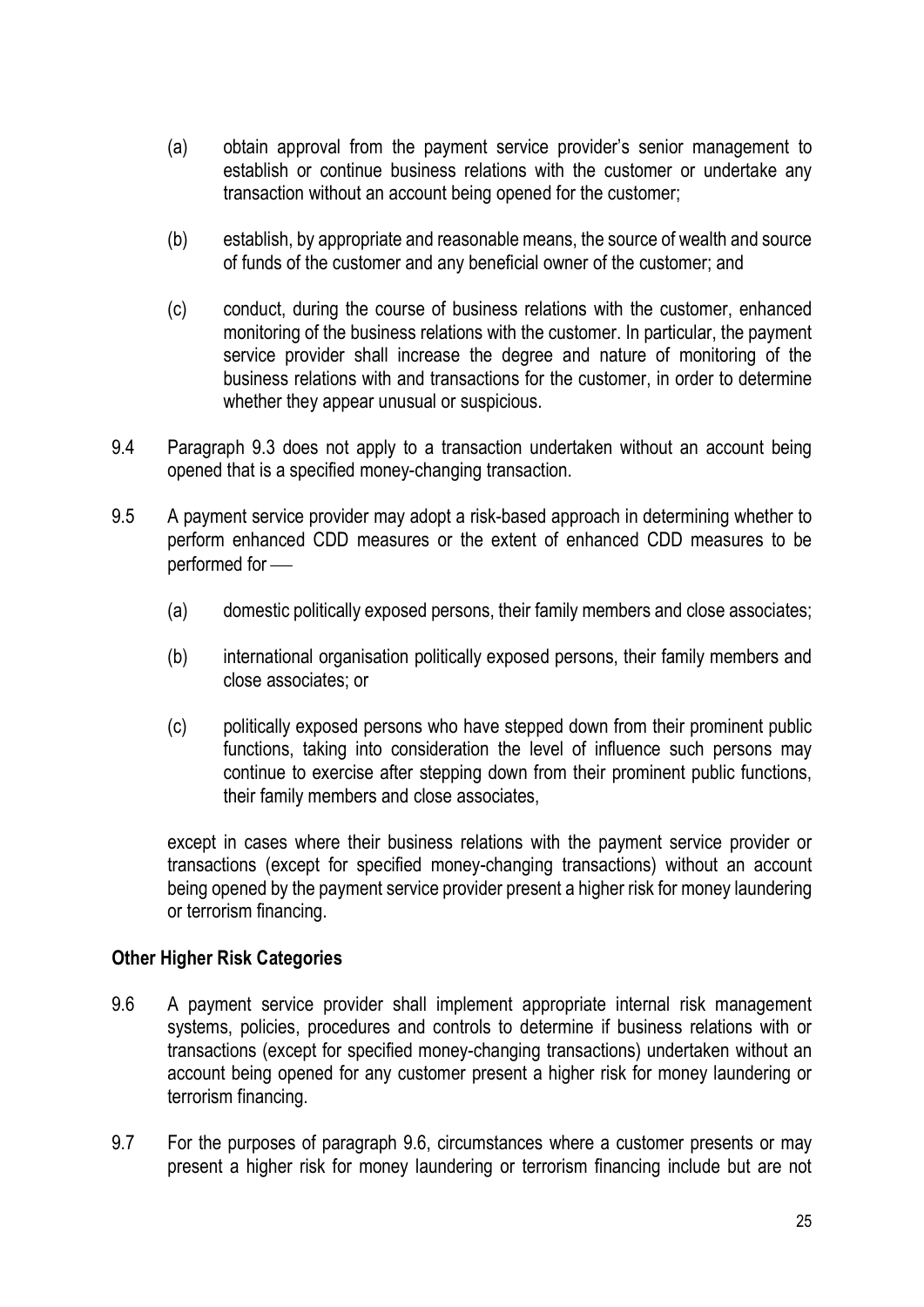(a) obtain approval from the payment service provider's senior management to establish or continue business relations with the customer or undertake any transaction without an account being opened for the customer;

(b) establish, by appropriate and reasonable means, the source of wealth and source of funds of the customer and any beneficial owner of the customer; and

(c) conduct, during the course of business relations with the customer, enhanced monitoring of the business relations with the customer. In particular, the payment service provider shall increase the degree and nature of monitoring of the business relations with and transactions for the customer, in order to determine whether they appear unusual or suspicious.

9.4 Paragraph 9.3 does not apply to a transaction undertaken without an account being opened that is a specified money-changing transaction.

9.5 A payment service provider may adopt a risk-based approach in determining whether to perform enhanced CDD measures or the extent of enhanced CDD measures to be performed for —

(a) domestic politically exposed persons, their family members and close associates;

(b) international organisation politically exposed persons, their family members and close associates; or

(c) politically exposed persons who have stepped down from their prominent public functions, taking into consideration the level of influence such persons may continue to exercise after stepping down from their prominent public functions, their family members and close associates,

except in cases where their business relations with the payment service provider or transactions (except for specified money-changing transactions) without an account being opened by the payment service provider present a higher risk for money laundering or terrorism financing.

**Other Higher Risk Categories**

9.6 A payment service provider shall implement appropriate internal risk management systems, policies, procedures and controls to determine if business relations with or transactions (except for specified money-changing transactions) undertaken without an account being opened for any customer present a higher risk for money laundering or terrorism financing.

9.7 For the purposes of paragraph 9.6, circumstances where a customer presents or may present a higher risk for money laundering or terrorism financing include but are not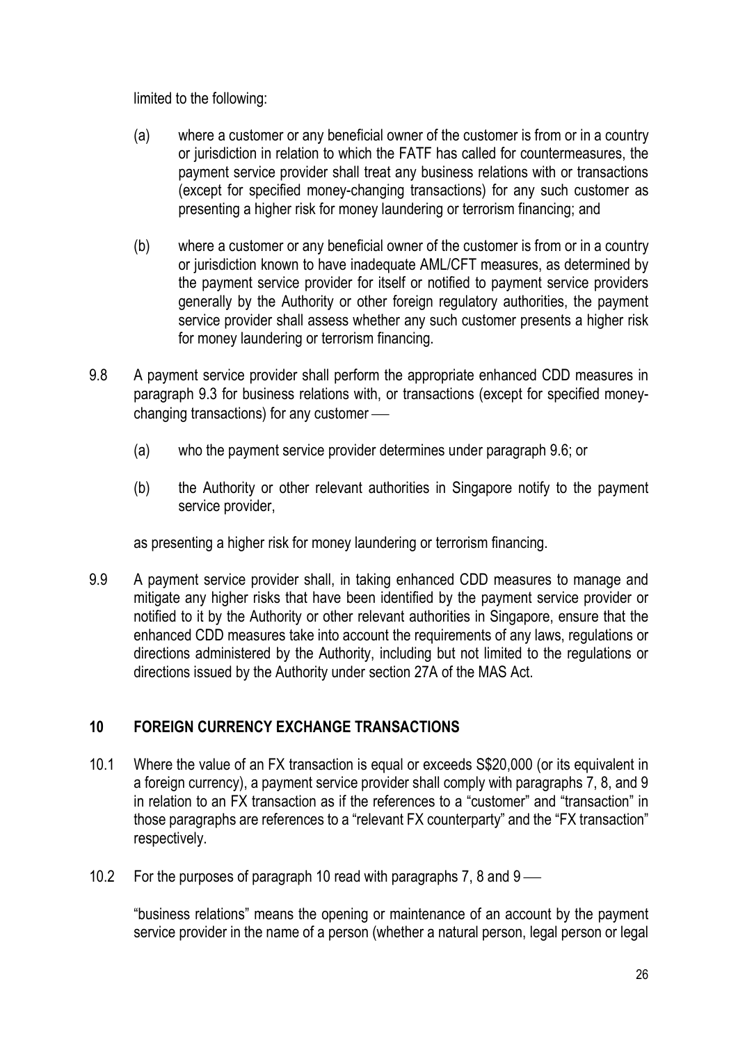limited to the following:

(a) where a customer or any beneficial owner of the customer is from or in a country or jurisdiction in relation to which the FATF has called for countermeasures, the payment service provider shall treat any business relations with or transactions (except for specified money-changing transactions) for any such customer as presenting a higher risk for money laundering or terrorism financing; and

(b) where a customer or any beneficial owner of the customer is from or in a country or jurisdiction known to have inadequate AML/CFT measures, as determined by the payment service provider for itself or notified to payment service providers generally by the Authority or other foreign regulatory authorities, the payment service provider shall assess whether any such customer presents a higher risk for money laundering or terrorism financing.

9.8 A payment service provider shall perform the appropriate enhanced CDD measures in paragraph 9.3 for business relations with, or transactions (except for specified money-changing transactions) for any customer —

(a) who the payment service provider determines under paragraph 9.6; or

(b) the Authority or other relevant authorities in Singapore notify to the payment service provider,

as presenting a higher risk for money laundering or terrorism financing.

9.9 A payment service provider shall, in taking enhanced CDD measures to manage and mitigate any higher risks that have been identified by the payment service provider or notified to it by the Authority or other relevant authorities in Singapore, ensure that the enhanced CDD measures take into account the requirements of any laws, regulations or directions administered by the Authority, including but not limited to the regulations or directions issued by the Authority under section 27A of the MAS Act.

## 10 FOREIGN CURRENCY EXCHANGE TRANSACTIONS

10.1 Where the value of an FX transaction is equal or exceeds S$20,000 (or its equivalent in a foreign currency), a payment service provider shall comply with paragraphs 7, 8, and 9 in relation to an FX transaction as if the references to a "customer" and "transaction" in those paragraphs are references to a "relevant FX counterparty" and the "FX transaction" respectively.

10.2 For the purposes of paragraph 10 read with paragraphs 7, 8 and 9 —

"business relations" means the opening or maintenance of an account by the payment service provider in the name of a person (whether a natural person, legal person or legal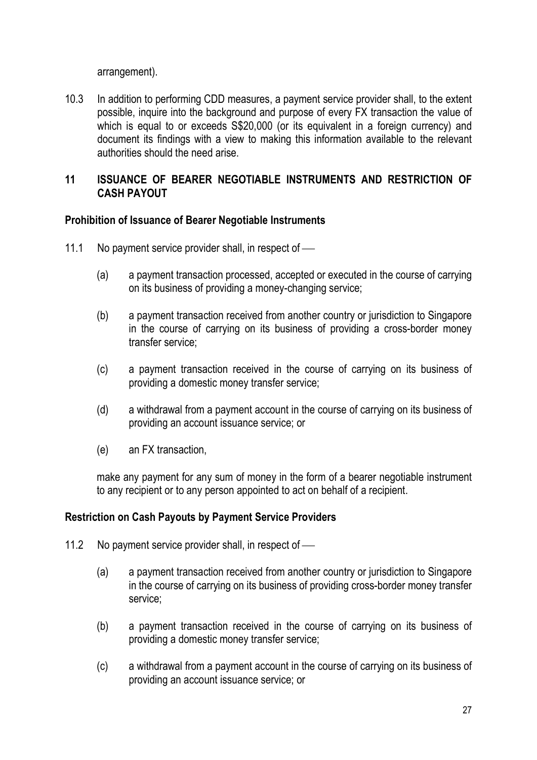arrangement).

10.3 In addition to performing CDD measures, a payment service provider shall, to the extent possible, inquire into the background and purpose of every FX transaction the value of which is equal to or exceeds S$20,000 (or its equivalent in a foreign currency) and document its findings with a view to making this information available to the relevant authorities should the need arise.

## 11 ISSUANCE OF BEARER NEGOTIABLE INSTRUMENTS AND RESTRICTION OF CASH PAYOUT

### Prohibition of Issuance of Bearer Negotiable Instruments

11.1 No payment service provider shall, in respect of —

(a) a payment transaction processed, accepted or executed in the course of carrying on its business of providing a money-changing service;

(b) a payment transaction received from another country or jurisdiction to Singapore in the course of carrying on its business of providing a cross-border money transfer service;

(c) a payment transaction received in the course of carrying on its business of providing a domestic money transfer service;

(d) a withdrawal from a payment account in the course of carrying on its business of providing an account issuance service; or

(e) an FX transaction,

make any payment for any sum of money in the form of a bearer negotiable instrument to any recipient or to any person appointed to act on behalf of a recipient.

### Restriction on Cash Payouts by Payment Service Providers

11.2 No payment service provider shall, in respect of —

(a) a payment transaction received from another country or jurisdiction to Singapore in the course of carrying on its business of providing cross-border money transfer service;

(b) a payment transaction received in the course of carrying on its business of providing a domestic money transfer service;

(c) a withdrawal from a payment account in the course of carrying on its business of providing an account issuance service; or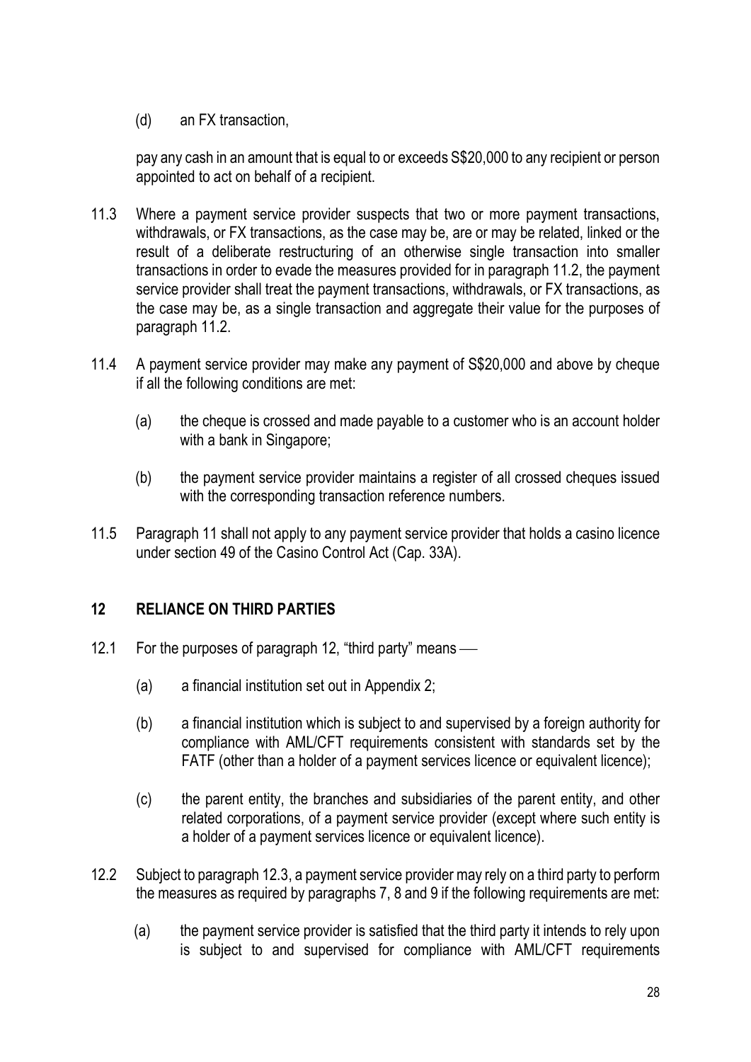(d) an FX transaction,

pay any cash in an amount that is equal to or exceeds S$20,000 to any recipient or person appointed to act on behalf of a recipient.

11.3 Where a payment service provider suspects that two or more payment transactions, withdrawals, or FX transactions, as the case may be, are or may be related, linked or the result of a deliberate restructuring of an otherwise single transaction into smaller transactions in order to evade the measures provided for in paragraph 11.2, the payment service provider shall treat the payment transactions, withdrawals, or FX transactions, as the case may be, as a single transaction and aggregate their value for the purposes of paragraph 11.2.

11.4 A payment service provider may make any payment of S$20,000 and above by cheque if all the following conditions are met:

(a) the cheque is crossed and made payable to a customer who is an account holder with a bank in Singapore;

(b) the payment service provider maintains a register of all crossed cheques issued with the corresponding transaction reference numbers.

11.5 Paragraph 11 shall not apply to any payment service provider that holds a casino licence under section 49 of the Casino Control Act (Cap. 33A).

## 12 RELIANCE ON THIRD PARTIES

12.1 For the purposes of paragraph 12, "third party" means —

(a) a financial institution set out in Appendix 2;

(b) a financial institution which is subject to and supervised by a foreign authority for compliance with AML/CFT requirements consistent with standards set by the FATF (other than a holder of a payment services licence or equivalent licence);

(c) the parent entity, the branches and subsidiaries of the parent entity, and other related corporations, of a payment service provider (except where such entity is a holder of a payment services licence or equivalent licence).

12.2 Subject to paragraph 12.3, a payment service provider may rely on a third party to perform the measures as required by paragraphs 7, 8 and 9 if the following requirements are met:

(a) the payment service provider is satisfied that the third party it intends to rely upon is subject to and supervised for compliance with AML/CFT requirements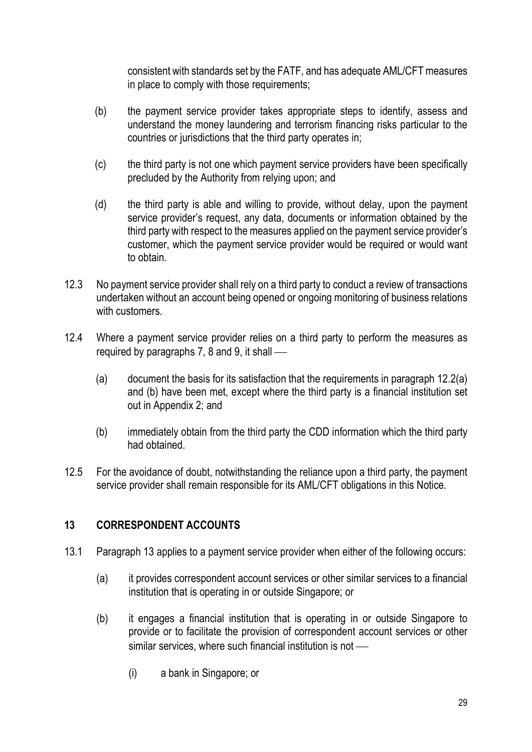consistent with standards set by the FATF, and has adequate AML/CFT measures in place to comply with those requirements;

(b) the payment service provider takes appropriate steps to identify, assess and understand the money laundering and terrorism financing risks particular to the countries or jurisdictions that the third party operates in;

(c) the third party is not one which payment service providers have been specifically precluded by the Authority from relying upon; and

(d) the third party is able and willing to provide, without delay, upon the payment service provider's request, any data, documents or information obtained by the third party with respect to the measures applied on the payment service provider's customer, which the payment service provider would be required or would want to obtain.

12.3 No payment service provider shall rely on a third party to conduct a review of transactions undertaken without an account being opened or ongoing monitoring of business relations with customers.

12.4 Where a payment service provider relies on a third party to perform the measures as required by paragraphs 7, 8 and 9, it shall —

(a) document the basis for its satisfaction that the requirements in paragraph 12.2(a) and (b) have been met, except where the third party is a financial institution set out in Appendix 2; and

(b) immediately obtain from the third party the CDD information which the third party had obtained.

12.5 For the avoidance of doubt, notwithstanding the reliance upon a third party, the payment service provider shall remain responsible for its AML/CFT obligations in this Notice.

## 13 CORRESPONDENT ACCOUNTS

13.1 Paragraph 13 applies to a payment service provider when either of the following occurs:

(a) it provides correspondent account services or other similar services to a financial institution that is operating in or outside Singapore; or

(b) it engages a financial institution that is operating in or outside Singapore to provide or to facilitate the provision of correspondent account services or other similar services, where such financial institution is not —

(i) a bank in Singapore; or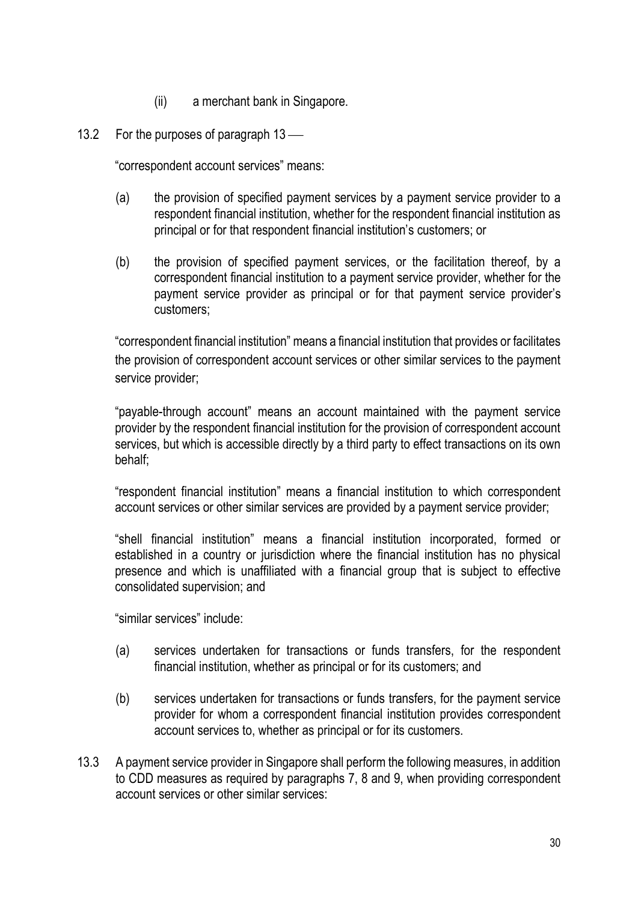(ii) a merchant bank in Singapore.

13.2 For the purposes of paragraph 13 —

"correspondent account services" means:

(a) the provision of specified payment services by a payment service provider to a respondent financial institution, whether for the respondent financial institution as principal or for that respondent financial institution's customers; or

(b) the provision of specified payment services, or the facilitation thereof, by a correspondent financial institution to a payment service provider, whether for the payment service provider as principal or for that payment service provider's customers;

"correspondent financial institution" means a financial institution that provides or facilitates the provision of correspondent account services or other similar services to the payment service provider;

"payable-through account" means an account maintained with the payment service provider by the respondent financial institution for the provision of correspondent account services, but which is accessible directly by a third party to effect transactions on its own behalf;

"respondent financial institution" means a financial institution to which correspondent account services or other similar services are provided by a payment service provider;

"shell financial institution" means a financial institution incorporated, formed or established in a country or jurisdiction where the financial institution has no physical presence and which is unaffiliated with a financial group that is subject to effective consolidated supervision; and

"similar services" include:

(a) services undertaken for transactions or funds transfers, for the respondent financial institution, whether as principal or for its customers; and

(b) services undertaken for transactions or funds transfers, for the payment service provider for whom a correspondent financial institution provides correspondent account services to, whether as principal or for its customers.

13.3 A payment service provider in Singapore shall perform the following measures, in addition to CDD measures as required by paragraphs 7, 8 and 9, when providing correspondent account services or other similar services: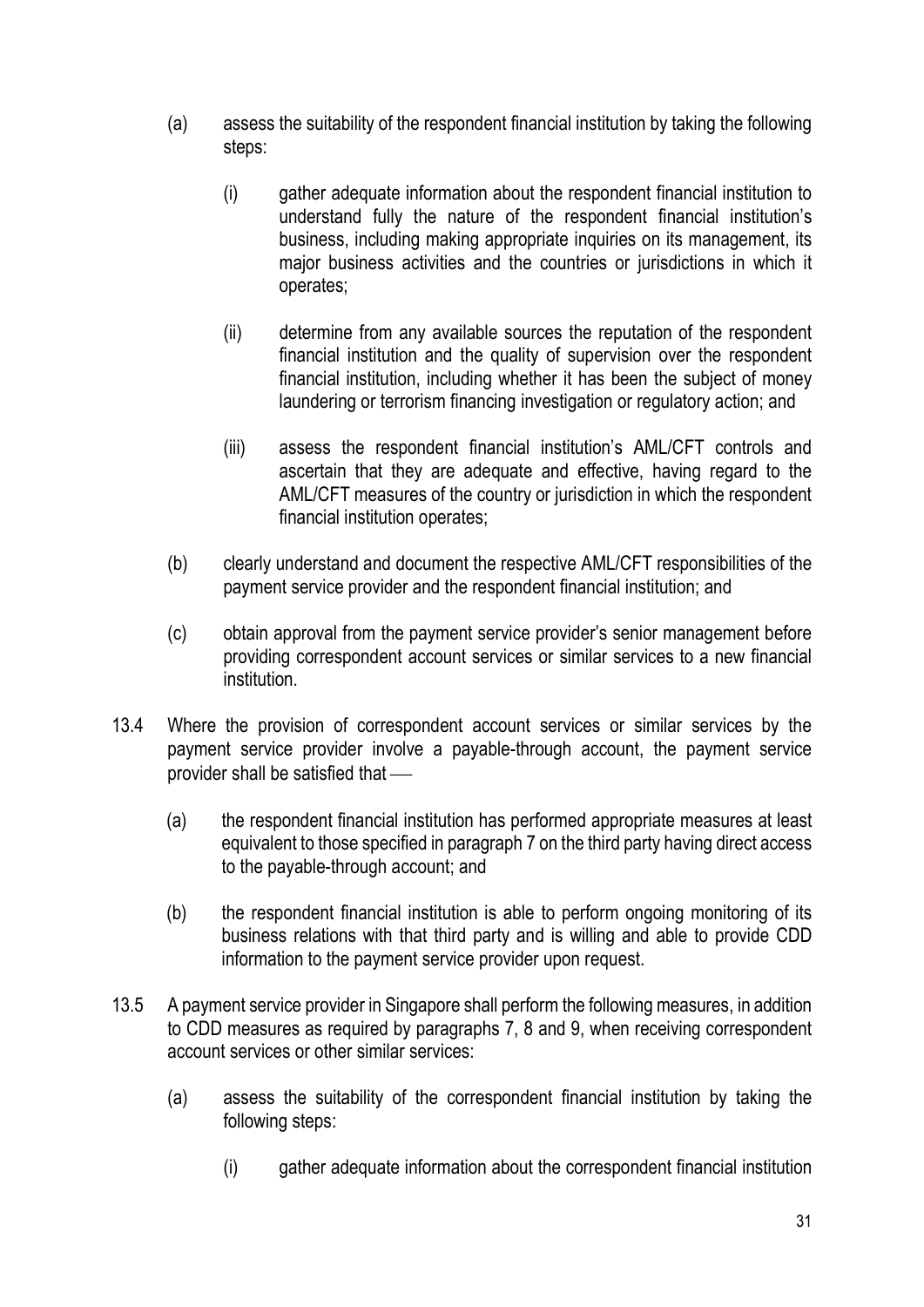(a) assess the suitability of the respondent financial institution by taking the following steps:

   (i) gather adequate information about the respondent financial institution to understand fully the nature of the respondent financial institution's business, including making appropriate inquiries on its management, its major business activities and the countries or jurisdictions in which it operates;

   (ii) determine from any available sources the reputation of the respondent financial institution and the quality of supervision over the respondent financial institution, including whether it has been the subject of money laundering or terrorism financing investigation or regulatory action; and

   (iii) assess the respondent financial institution's AML/CFT controls and ascertain that they are adequate and effective, having regard to the AML/CFT measures of the country or jurisdiction in which the respondent financial institution operates;

(b) clearly understand and document the respective AML/CFT responsibilities of the payment service provider and the respondent financial institution; and

(c) obtain approval from the payment service provider's senior management before providing correspondent account services or similar services to a new financial institution.

13.4 Where the provision of correspondent account services or similar services by the payment service provider involve a payable-through account, the payment service provider shall be satisfied that —

   (a) the respondent financial institution has performed appropriate measures at least equivalent to those specified in paragraph 7 on the third party having direct access to the payable-through account; and

   (b) the respondent financial institution is able to perform ongoing monitoring of its business relations with that third party and is willing and able to provide CDD information to the payment service provider upon request.

13.5 A payment service provider in Singapore shall perform the following measures, in addition to CDD measures as required by paragraphs 7, 8 and 9, when receiving correspondent account services or other similar services:

   (a) assess the suitability of the correspondent financial institution by taking the following steps:

      (i) gather adequate information about the correspondent financial institution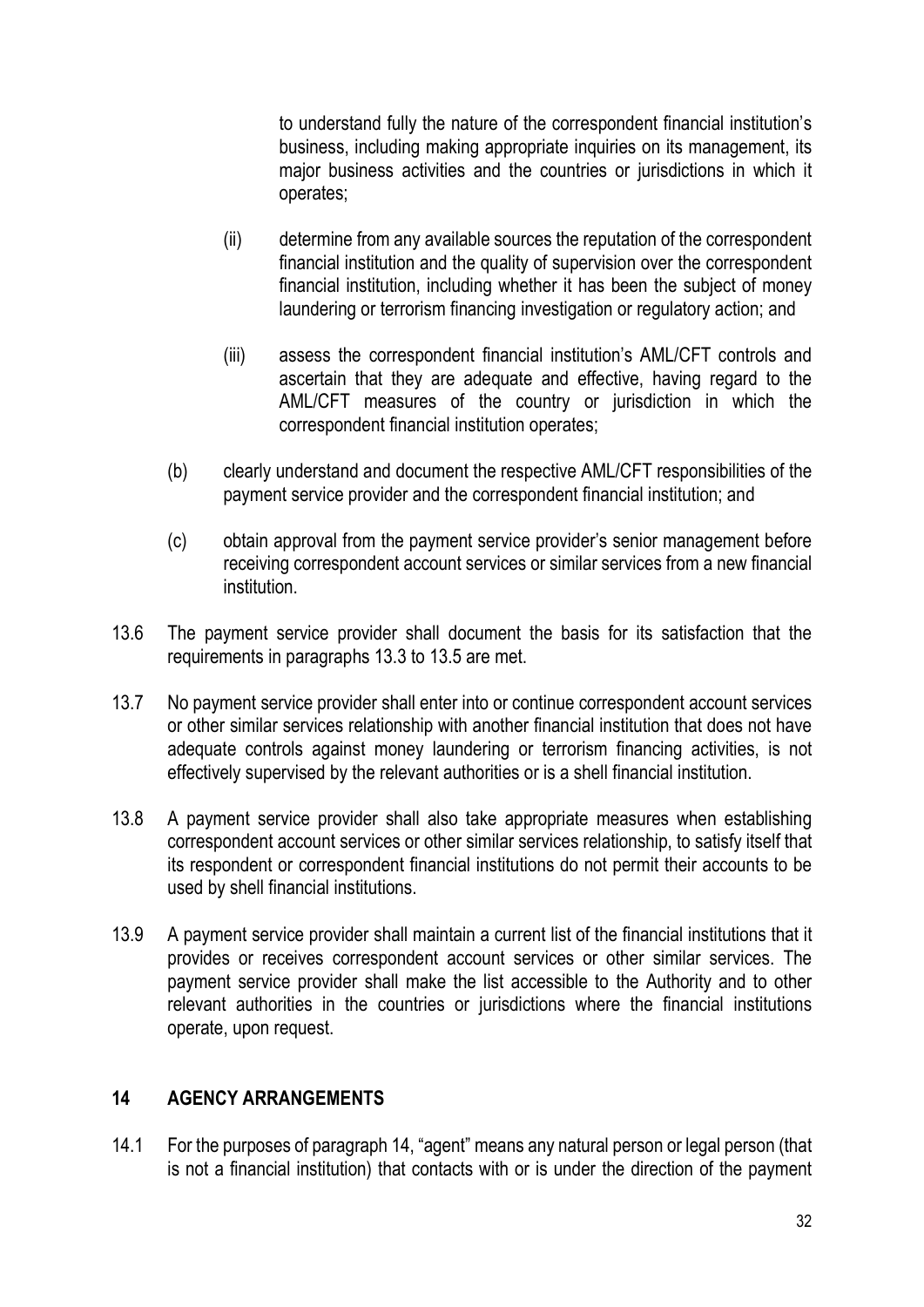to understand fully the nature of the correspondent financial institution's business, including making appropriate inquiries on its management, its major business activities and the countries or jurisdictions in which it operates;

(ii) determine from any available sources the reputation of the correspondent financial institution and the quality of supervision over the correspondent financial institution, including whether it has been the subject of money laundering or terrorism financing investigation or regulatory action; and

(iii) assess the correspondent financial institution's AML/CFT controls and ascertain that they are adequate and effective, having regard to the AML/CFT measures of the country or jurisdiction in which the correspondent financial institution operates;

(b) clearly understand and document the respective AML/CFT responsibilities of the payment service provider and the correspondent financial institution; and

(c) obtain approval from the payment service provider's senior management before receiving correspondent account services or similar services from a new financial institution.

13.6 The payment service provider shall document the basis for its satisfaction that the requirements in paragraphs 13.3 to 13.5 are met.

13.7 No payment service provider shall enter into or continue correspondent account services or other similar services relationship with another financial institution that does not have adequate controls against money laundering or terrorism financing activities, is not effectively supervised by the relevant authorities or is a shell financial institution.

13.8 A payment service provider shall also take appropriate measures when establishing correspondent account services or other similar services relationship, to satisfy itself that its respondent or correspondent financial institutions do not permit their accounts to be used by shell financial institutions.

13.9 A payment service provider shall maintain a current list of the financial institutions that it provides or receives correspondent account services or other similar services. The payment service provider shall make the list accessible to the Authority and to other relevant authorities in the countries or jurisdictions where the financial institutions operate, upon request.

## 14 AGENCY ARRANGEMENTS

14.1 For the purposes of paragraph 14, "agent" means any natural person or legal person (that is not a financial institution) that contacts with or is under the direction of the payment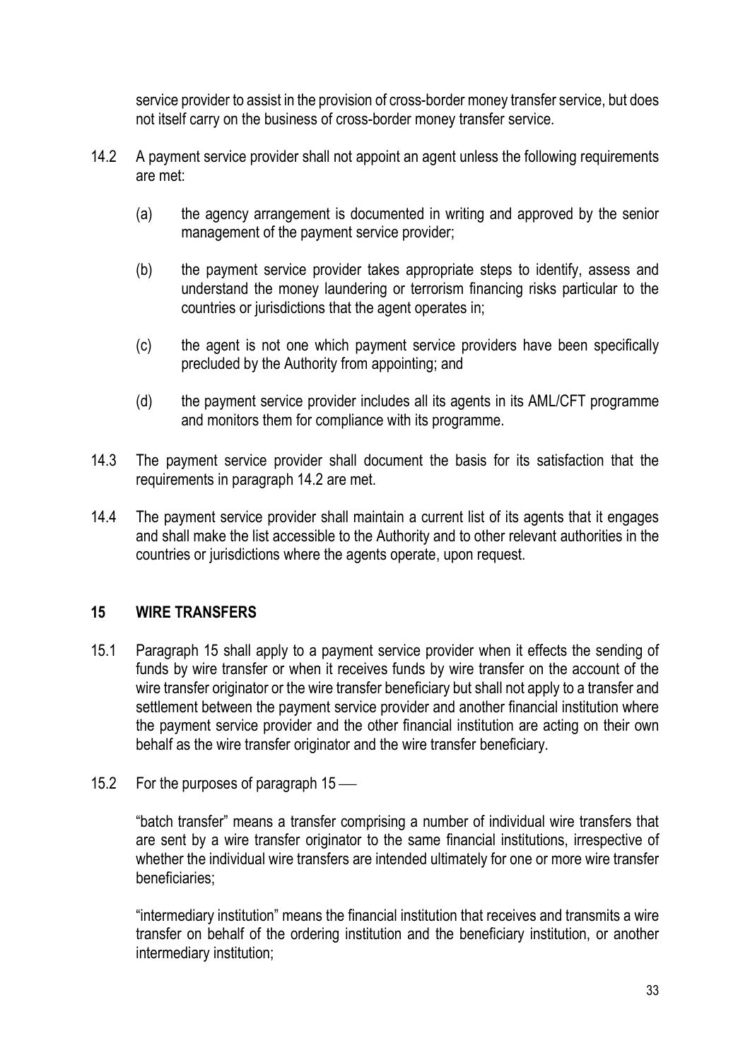service provider to assist in the provision of cross-border money transfer service, but does not itself carry on the business of cross-border money transfer service.

14.2 A payment service provider shall not appoint an agent unless the following requirements are met:

(a) the agency arrangement is documented in writing and approved by the senior management of the payment service provider;

(b) the payment service provider takes appropriate steps to identify, assess and understand the money laundering or terrorism financing risks particular to the countries or jurisdictions that the agent operates in;

(c) the agent is not one which payment service providers have been specifically precluded by the Authority from appointing; and

(d) the payment service provider includes all its agents in its AML/CFT programme and monitors them for compliance with its programme.

14.3 The payment service provider shall document the basis for its satisfaction that the requirements in paragraph 14.2 are met.

14.4 The payment service provider shall maintain a current list of its agents that it engages and shall make the list accessible to the Authority and to other relevant authorities in the countries or jurisdictions where the agents operate, upon request.

## 15 WIRE TRANSFERS

15.1 Paragraph 15 shall apply to a payment service provider when it effects the sending of funds by wire transfer or when it receives funds by wire transfer on the account of the wire transfer originator or the wire transfer beneficiary but shall not apply to a transfer and settlement between the payment service provider and another financial institution where the payment service provider and the other financial institution are acting on their own behalf as the wire transfer originator and the wire transfer beneficiary.

15.2 For the purposes of paragraph 15 —

"batch transfer" means a transfer comprising a number of individual wire transfers that are sent by a wire transfer originator to the same financial institutions, irrespective of whether the individual wire transfers are intended ultimately for one or more wire transfer beneficiaries;

"intermediary institution" means the financial institution that receives and transmits a wire transfer on behalf of the ordering institution and the beneficiary institution, or another intermediary institution;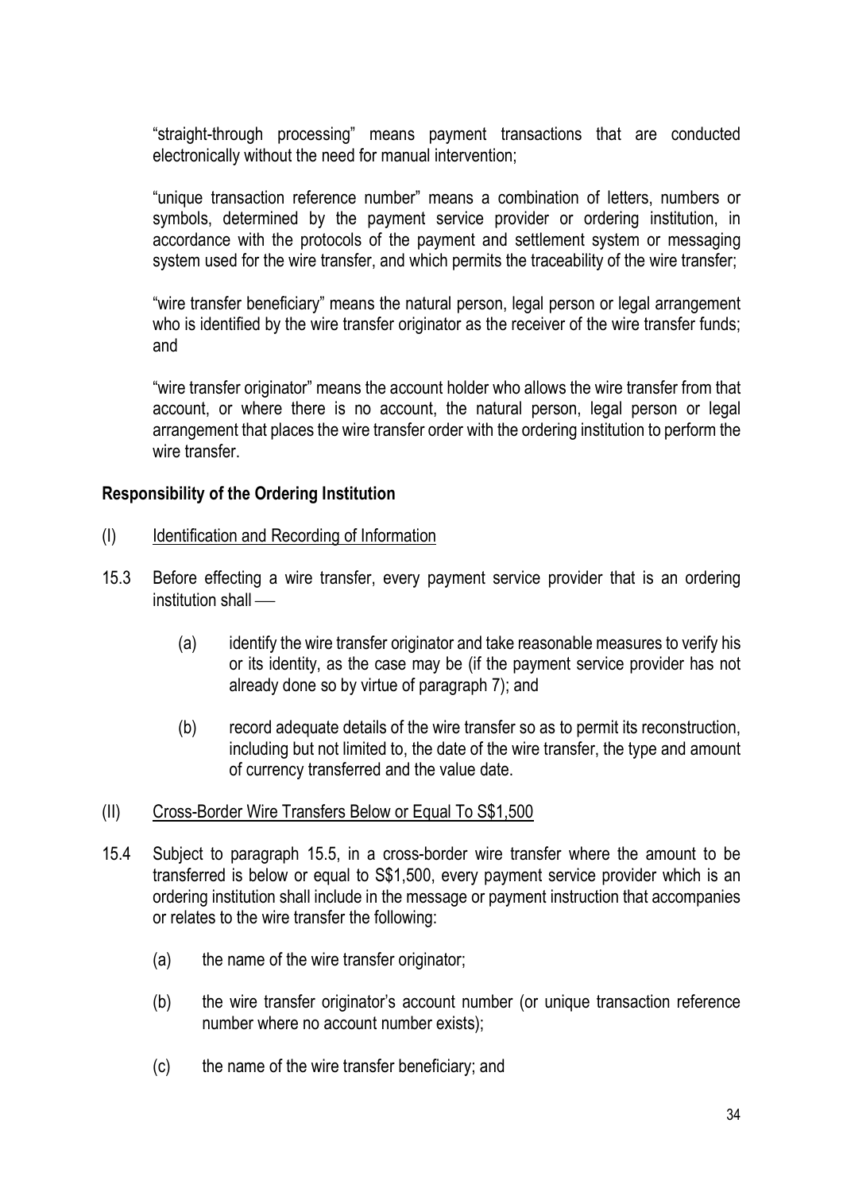"straight-through processing" means payment transactions that are conducted electronically without the need for manual intervention;

"unique transaction reference number" means a combination of letters, numbers or symbols, determined by the payment service provider or ordering institution, in accordance with the protocols of the payment and settlement system or messaging system used for the wire transfer, and which permits the traceability of the wire transfer;

"wire transfer beneficiary" means the natural person, legal person or legal arrangement who is identified by the wire transfer originator as the receiver of the wire transfer funds; and

"wire transfer originator" means the account holder who allows the wire transfer from that account, or where there is no account, the natural person, legal person or legal arrangement that places the wire transfer order with the ordering institution to perform the wire transfer.

**Responsibility of the Ordering Institution**

(I) Identification and Recording of Information

15.3 Before effecting a wire transfer, every payment service provider that is an ordering institution shall —

(a) identify the wire transfer originator and take reasonable measures to verify his or its identity, as the case may be (if the payment service provider has not already done so by virtue of paragraph 7); and

(b) record adequate details of the wire transfer so as to permit its reconstruction, including but not limited to, the date of the wire transfer, the type and amount of currency transferred and the value date.

(II) Cross-Border Wire Transfers Below or Equal To S$1,500

15.4 Subject to paragraph 15.5, in a cross-border wire transfer where the amount to be transferred is below or equal to S$1,500, every payment service provider which is an ordering institution shall include in the message or payment instruction that accompanies or relates to the wire transfer the following:

(a) the name of the wire transfer originator;

(b) the wire transfer originator's account number (or unique transaction reference number where no account number exists);

(c) the name of the wire transfer beneficiary; and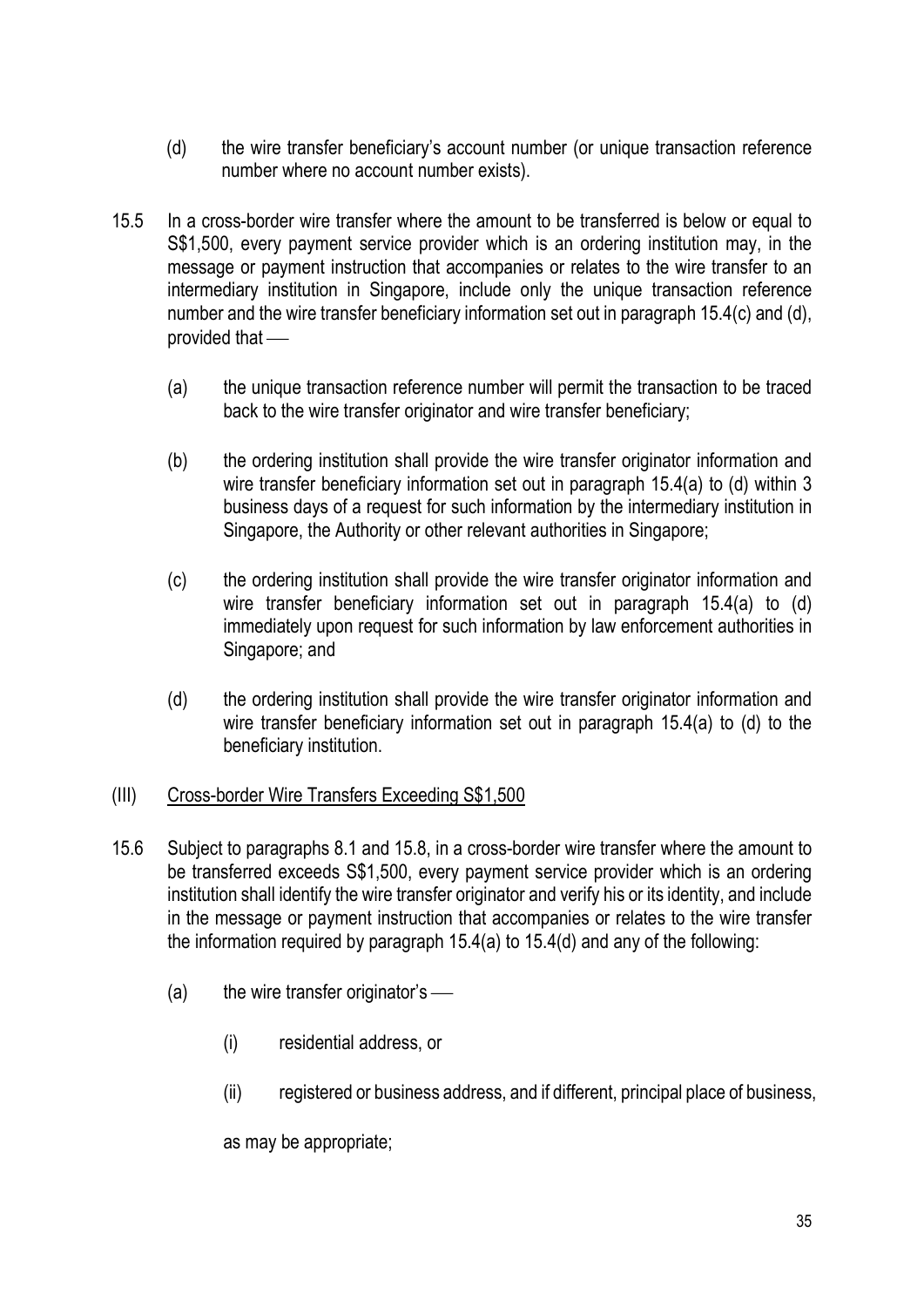(d) the wire transfer beneficiary's account number (or unique transaction reference number where no account number exists).

15.5 In a cross-border wire transfer where the amount to be transferred is below or equal to S$1,500, every payment service provider which is an ordering institution may, in the message or payment instruction that accompanies or relates to the wire transfer to an intermediary institution in Singapore, include only the unique transaction reference number and the wire transfer beneficiary information set out in paragraph 15.4(c) and (d), provided that —

(a) the unique transaction reference number will permit the transaction to be traced back to the wire transfer originator and wire transfer beneficiary;

(b) the ordering institution shall provide the wire transfer originator information and wire transfer beneficiary information set out in paragraph 15.4(a) to (d) within 3 business days of a request for such information by the intermediary institution in Singapore, the Authority or other relevant authorities in Singapore;

(c) the ordering institution shall provide the wire transfer originator information and wire transfer beneficiary information set out in paragraph 15.4(a) to (d) immediately upon request for such information by law enforcement authorities in Singapore; and

(d) the ordering institution shall provide the wire transfer originator information and wire transfer beneficiary information set out in paragraph 15.4(a) to (d) to the beneficiary institution.

(III) <u>Cross-border Wire Transfers Exceeding S$1,500</u>

15.6 Subject to paragraphs 8.1 and 15.8, in a cross-border wire transfer where the amount to be transferred exceeds S$1,500, every payment service provider which is an ordering institution shall identify the wire transfer originator and verify his or its identity, and include in the message or payment instruction that accompanies or relates to the wire transfer the information required by paragraph 15.4(a) to 15.4(d) and any of the following:

(a) the wire transfer originator's —

(i) residential address, or

(ii) registered or business address, and if different, principal place of business,

as may be appropriate;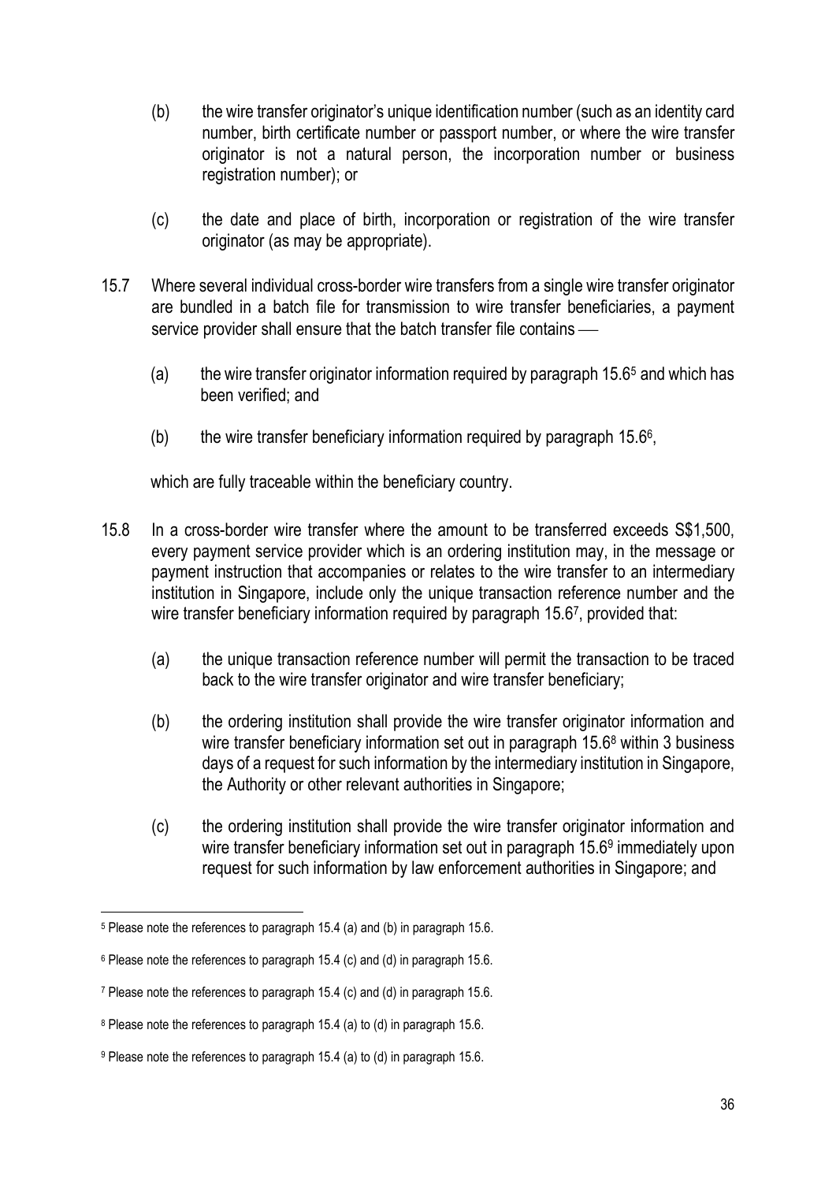(b) the wire transfer originator's unique identification number (such as an identity card number, birth certificate number or passport number, or where the wire transfer originator is not a natural person, the incorporation number or business registration number); or

(c) the date and place of birth, incorporation or registration of the wire transfer originator (as may be appropriate).

15.7 Where several individual cross-border wire transfers from a single wire transfer originator are bundled in a batch file for transmission to wire transfer beneficiaries, a payment service provider shall ensure that the batch transfer file contains —

(a) the wire transfer originator information required by paragraph 15.6[5] and which has been verified; and

(b) the wire transfer beneficiary information required by paragraph 15.6[6],

which are fully traceable within the beneficiary country.

15.8 In a cross-border wire transfer where the amount to be transferred exceeds S$1,500, every payment service provider which is an ordering institution may, in the message or payment instruction that accompanies or relates to the wire transfer to an intermediary institution in Singapore, include only the unique transaction reference number and the wire transfer beneficiary information required by paragraph 15.6[7], provided that:

(a) the unique transaction reference number will permit the transaction to be traced back to the wire transfer originator and wire transfer beneficiary;

(b) the ordering institution shall provide the wire transfer originator information and wire transfer beneficiary information set out in paragraph 15.6[8] within 3 business days of a request for such information by the intermediary institution in Singapore, the Authority or other relevant authorities in Singapore;

(c) the ordering institution shall provide the wire transfer originator information and wire transfer beneficiary information set out in paragraph 15.6[9] immediately upon request for such information by law enforcement authorities in Singapore; and

---

[5] Please note the references to paragraph 15.4 (a) and (b) in paragraph 15.6.

[6] Please note the references to paragraph 15.4 (c) and (d) in paragraph 15.6.

[7] Please note the references to paragraph 15.4 (c) and (d) in paragraph 15.6.

[8] Please note the references to paragraph 15.4 (a) to (d) in paragraph 15.6.

[9] Please note the references to paragraph 15.4 (a) to (d) in paragraph 15.6.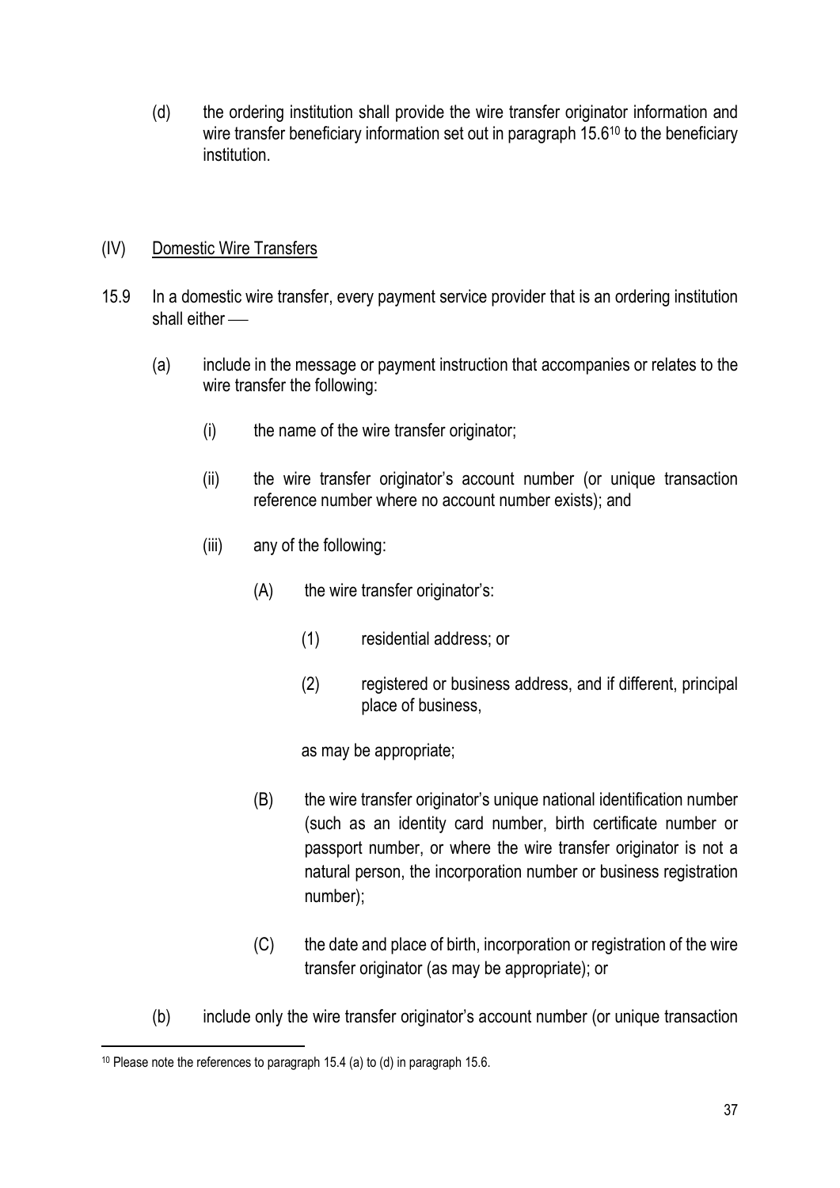(d) the ordering institution shall provide the wire transfer originator information and wire transfer beneficiary information set out in paragraph 15.6[10] to the beneficiary institution.

(IV) Domestic Wire Transfers

15.9 In a domestic wire transfer, every payment service provider that is an ordering institution shall either —

(a) include in the message or payment instruction that accompanies or relates to the wire transfer the following:

(i) the name of the wire transfer originator;

(ii) the wire transfer originator's account number (or unique transaction reference number where no account number exists); and

(iii) any of the following:

(A) the wire transfer originator's:

(1) residential address; or

(2) registered or business address, and if different, principal place of business,

as may be appropriate;

(B) the wire transfer originator's unique national identification number (such as an identity card number, birth certificate number or passport number, or where the wire transfer originator is not a natural person, the incorporation number or business registration number);

(C) the date and place of birth, incorporation or registration of the wire transfer originator (as may be appropriate); or

(b) include only the wire transfer originator's account number (or unique transaction

[10] Please note the references to paragraph 15.4 (a) to (d) in paragraph 15.6.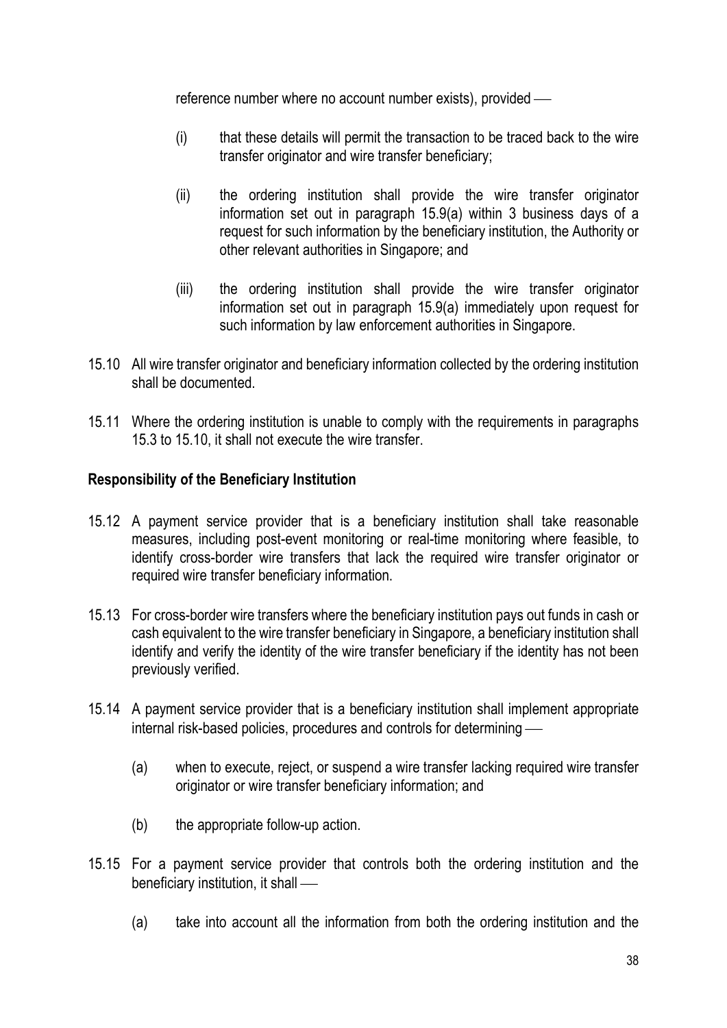reference number where no account number exists), provided —

(i) that these details will permit the transaction to be traced back to the wire transfer originator and wire transfer beneficiary;

(ii) the ordering institution shall provide the wire transfer originator information set out in paragraph 15.9(a) within 3 business days of a request for such information by the beneficiary institution, the Authority or other relevant authorities in Singapore; and

(iii) the ordering institution shall provide the wire transfer originator information set out in paragraph 15.9(a) immediately upon request for such information by law enforcement authorities in Singapore.

15.10 All wire transfer originator and beneficiary information collected by the ordering institution shall be documented.

15.11 Where the ordering institution is unable to comply with the requirements in paragraphs 15.3 to 15.10, it shall not execute the wire transfer.

**Responsibility of the Beneficiary Institution**

15.12 A payment service provider that is a beneficiary institution shall take reasonable measures, including post-event monitoring or real-time monitoring where feasible, to identify cross-border wire transfers that lack the required wire transfer originator or required wire transfer beneficiary information.

15.13 For cross-border wire transfers where the beneficiary institution pays out funds in cash or cash equivalent to the wire transfer beneficiary in Singapore, a beneficiary institution shall identify and verify the identity of the wire transfer beneficiary if the identity has not been previously verified.

15.14 A payment service provider that is a beneficiary institution shall implement appropriate internal risk-based policies, procedures and controls for determining —

(a) when to execute, reject, or suspend a wire transfer lacking required wire transfer originator or wire transfer beneficiary information; and

(b) the appropriate follow-up action.

15.15 For a payment service provider that controls both the ordering institution and the beneficiary institution, it shall —

(a) take into account all the information from both the ordering institution and the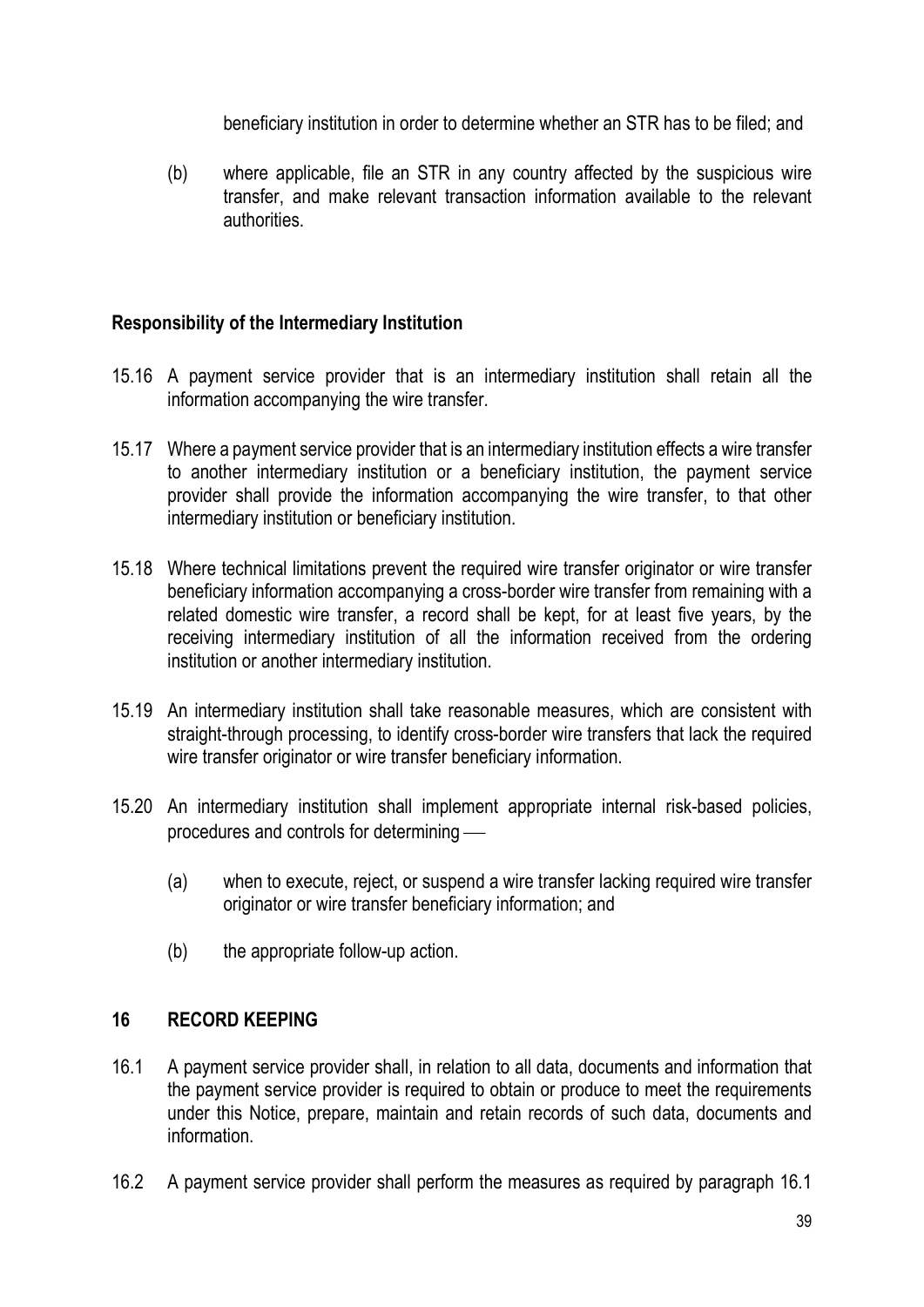beneficiary institution in order to determine whether an STR has to be filed; and

(b) where applicable, file an STR in any country affected by the suspicious wire transfer, and make relevant transaction information available to the relevant authorities.

**Responsibility of the Intermediary Institution**

15.16 A payment service provider that is an intermediary institution shall retain all the information accompanying the wire transfer.

15.17 Where a payment service provider that is an intermediary institution effects a wire transfer to another intermediary institution or a beneficiary institution, the payment service provider shall provide the information accompanying the wire transfer, to that other intermediary institution or beneficiary institution.

15.18 Where technical limitations prevent the required wire transfer originator or wire transfer beneficiary information accompanying a cross-border wire transfer from remaining with a related domestic wire transfer, a record shall be kept, for at least five years, by the receiving intermediary institution of all the information received from the ordering institution or another intermediary institution.

15.19 An intermediary institution shall take reasonable measures, which are consistent with straight-through processing, to identify cross-border wire transfers that lack the required wire transfer originator or wire transfer beneficiary information.

15.20 An intermediary institution shall implement appropriate internal risk-based policies, procedures and controls for determining ––

(a) when to execute, reject, or suspend a wire transfer lacking required wire transfer originator or wire transfer beneficiary information; and

(b) the appropriate follow-up action.

## 16 RECORD KEEPING

16.1 A payment service provider shall, in relation to all data, documents and information that the payment service provider is required to obtain or produce to meet the requirements under this Notice, prepare, maintain and retain records of such data, documents and information.

16.2 A payment service provider shall perform the measures as required by paragraph 16.1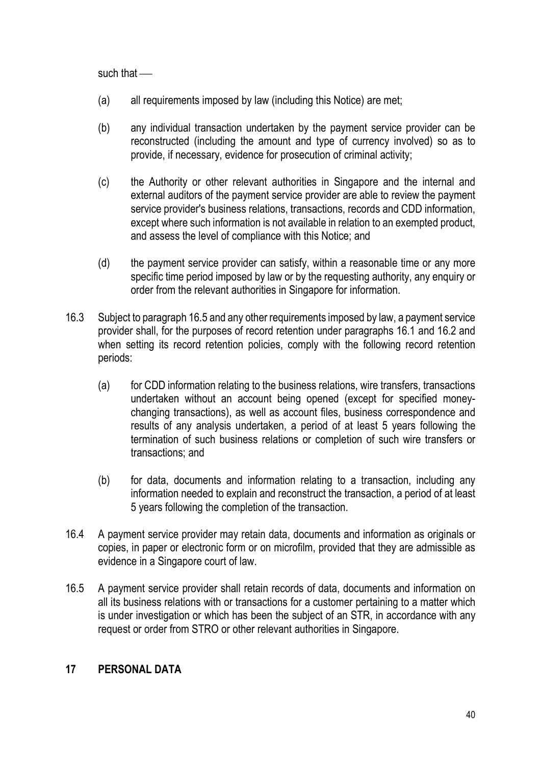such that —

(a) all requirements imposed by law (including this Notice) are met;

(b) any individual transaction undertaken by the payment service provider can be reconstructed (including the amount and type of currency involved) so as to provide, if necessary, evidence for prosecution of criminal activity;

(c) the Authority or other relevant authorities in Singapore and the internal and external auditors of the payment service provider are able to review the payment service provider's business relations, transactions, records and CDD information, except where such information is not available in relation to an exempted product, and assess the level of compliance with this Notice; and

(d) the payment service provider can satisfy, within a reasonable time or any more specific time period imposed by law or by the requesting authority, any enquiry or order from the relevant authorities in Singapore for information.

16.3 Subject to paragraph 16.5 and any other requirements imposed by law, a payment service provider shall, for the purposes of record retention under paragraphs 16.1 and 16.2 and when setting its record retention policies, comply with the following record retention periods:

(a) for CDD information relating to the business relations, wire transfers, transactions undertaken without an account being opened (except for specified money-changing transactions), as well as account files, business correspondence and results of any analysis undertaken, a period of at least 5 years following the termination of such business relations or completion of such wire transfers or transactions; and

(b) for data, documents and information relating to a transaction, including any information needed to explain and reconstruct the transaction, a period of at least 5 years following the completion of the transaction.

16.4 A payment service provider may retain data, documents and information as originals or copies, in paper or electronic form or on microfilm, provided that they are admissible as evidence in a Singapore court of law.

16.5 A payment service provider shall retain records of data, documents and information on all its business relations with or transactions for a customer pertaining to a matter which is under investigation or which has been the subject of an STR, in accordance with any request or order from STRO or other relevant authorities in Singapore.

## 17 PERSONAL DATA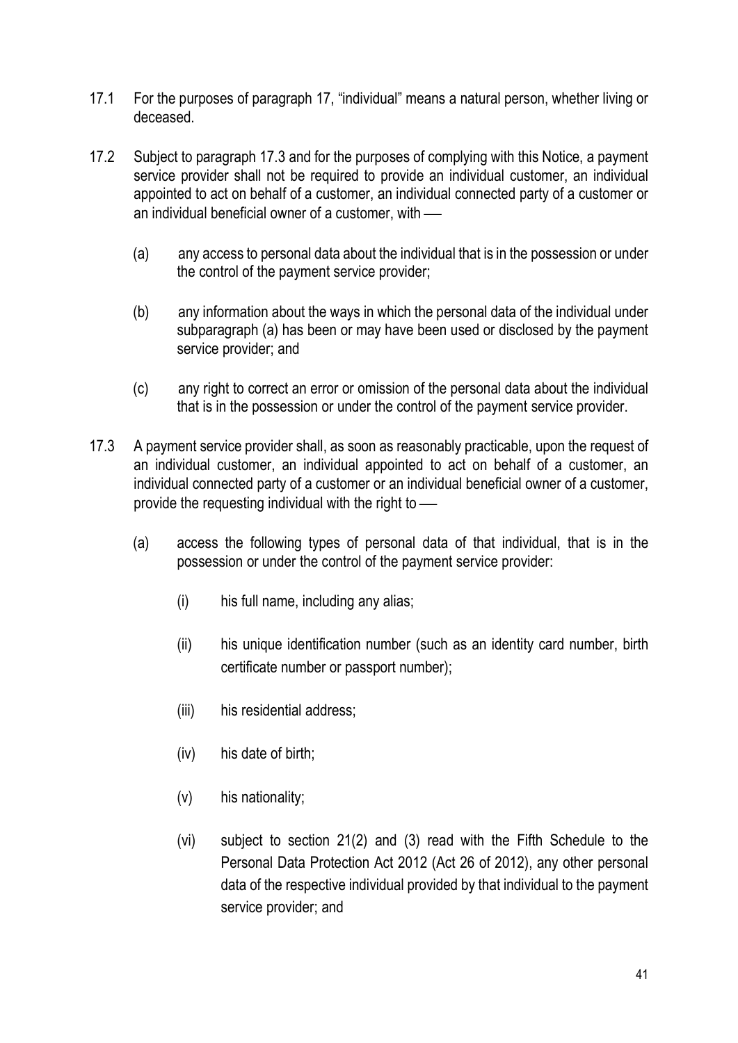17.1 For the purposes of paragraph 17, "individual" means a natural person, whether living or deceased.

17.2 Subject to paragraph 17.3 and for the purposes of complying with this Notice, a payment service provider shall not be required to provide an individual customer, an individual appointed to act on behalf of a customer, an individual connected party of a customer or an individual beneficial owner of a customer, with ––

(a) any access to personal data about the individual that is in the possession or under the control of the payment service provider;

(b) any information about the ways in which the personal data of the individual under subparagraph (a) has been or may have been used or disclosed by the payment service provider; and

(c) any right to correct an error or omission of the personal data about the individual that is in the possession or under the control of the payment service provider.

17.3 A payment service provider shall, as soon as reasonably practicable, upon the request of an individual customer, an individual appointed to act on behalf of a customer, an individual connected party of a customer or an individual beneficial owner of a customer, provide the requesting individual with the right to ––

(a) access the following types of personal data of that individual, that is in the possession or under the control of the payment service provider:

(i) his full name, including any alias;

(ii) his unique identification number (such as an identity card number, birth certificate number or passport number);

(iii) his residential address;

(iv) his date of birth;

(v) his nationality;

(vi) subject to section 21(2) and (3) read with the Fifth Schedule to the Personal Data Protection Act 2012 (Act 26 of 2012), any other personal data of the respective individual provided by that individual to the payment service provider; and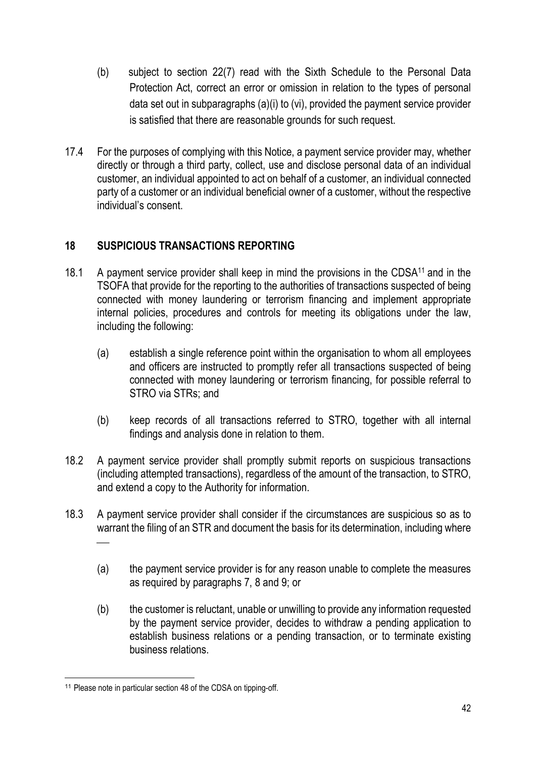(b) subject to section 22(7) read with the Sixth Schedule to the Personal Data Protection Act, correct an error or omission in relation to the types of personal data set out in subparagraphs (a)(i) to (vi), provided the payment service provider is satisfied that there are reasonable grounds for such request.

17.4 For the purposes of complying with this Notice, a payment service provider may, whether directly or through a third party, collect, use and disclose personal data of an individual customer, an individual appointed to act on behalf of a customer, an individual connected party of a customer or an individual beneficial owner of a customer, without the respective individual's consent.

## 18 SUSPICIOUS TRANSACTIONS REPORTING

18.1 A payment service provider shall keep in mind the provisions in the CDSA[11] and in the TSOFA that provide for the reporting to the authorities of transactions suspected of being connected with money laundering or terrorism financing and implement appropriate internal policies, procedures and controls for meeting its obligations under the law, including the following:

(a) establish a single reference point within the organisation to whom all employees and officers are instructed to promptly refer all transactions suspected of being connected with money laundering or terrorism financing, for possible referral to STRO via STRs; and

(b) keep records of all transactions referred to STRO, together with all internal findings and analysis done in relation to them.

18.2 A payment service provider shall promptly submit reports on suspicious transactions (including attempted transactions), regardless of the amount of the transaction, to STRO, and extend a copy to the Authority for information.

18.3 A payment service provider shall consider if the circumstances are suspicious so as to warrant the filing of an STR and document the basis for its determination, including where —

(a) the payment service provider is for any reason unable to complete the measures as required by paragraphs 7, 8 and 9; or

(b) the customer is reluctant, unable or unwilling to provide any information requested by the payment service provider, decides to withdraw a pending application to establish business relations or a pending transaction, or to terminate existing business relations.

---

[11] Please note in particular section 48 of the CDSA on tipping-off.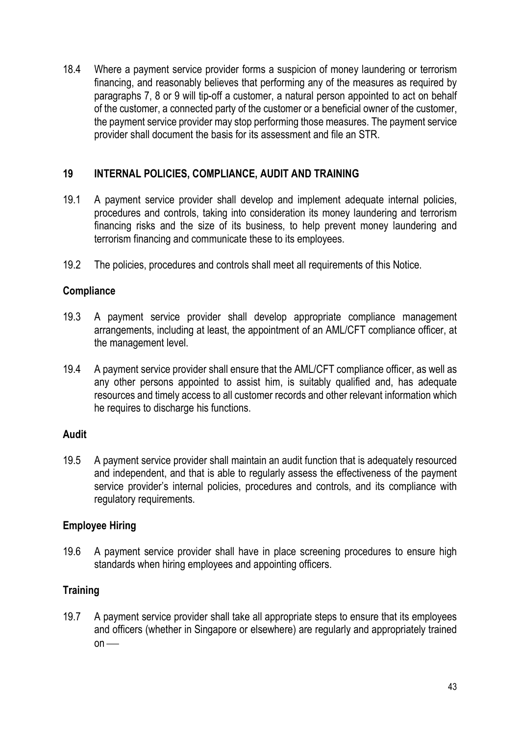18.4 Where a payment service provider forms a suspicion of money laundering or terrorism financing, and reasonably believes that performing any of the measures as required by paragraphs 7, 8 or 9 will tip-off a customer, a natural person appointed to act on behalf of the customer, a connected party of the customer or a beneficial owner of the customer, the payment service provider may stop performing those measures. The payment service provider shall document the basis for its assessment and file an STR.

## 19 INTERNAL POLICIES, COMPLIANCE, AUDIT AND TRAINING

19.1 A payment service provider shall develop and implement adequate internal policies, procedures and controls, taking into consideration its money laundering and terrorism financing risks and the size of its business, to help prevent money laundering and terrorism financing and communicate these to its employees.

19.2 The policies, procedures and controls shall meet all requirements of this Notice.

### Compliance

19.3 A payment service provider shall develop appropriate compliance management arrangements, including at least, the appointment of an AML/CFT compliance officer, at the management level.

19.4 A payment service provider shall ensure that the AML/CFT compliance officer, as well as any other persons appointed to assist him, is suitably qualified and, has adequate resources and timely access to all customer records and other relevant information which he requires to discharge his functions.

### Audit

19.5 A payment service provider shall maintain an audit function that is adequately resourced and independent, and that is able to regularly assess the effectiveness of the payment service provider's internal policies, procedures and controls, and its compliance with regulatory requirements.

### Employee Hiring

19.6 A payment service provider shall have in place screening procedures to ensure high standards when hiring employees and appointing officers.

### Training

19.7 A payment service provider shall take all appropriate steps to ensure that its employees and officers (whether in Singapore or elsewhere) are regularly and appropriately trained on ―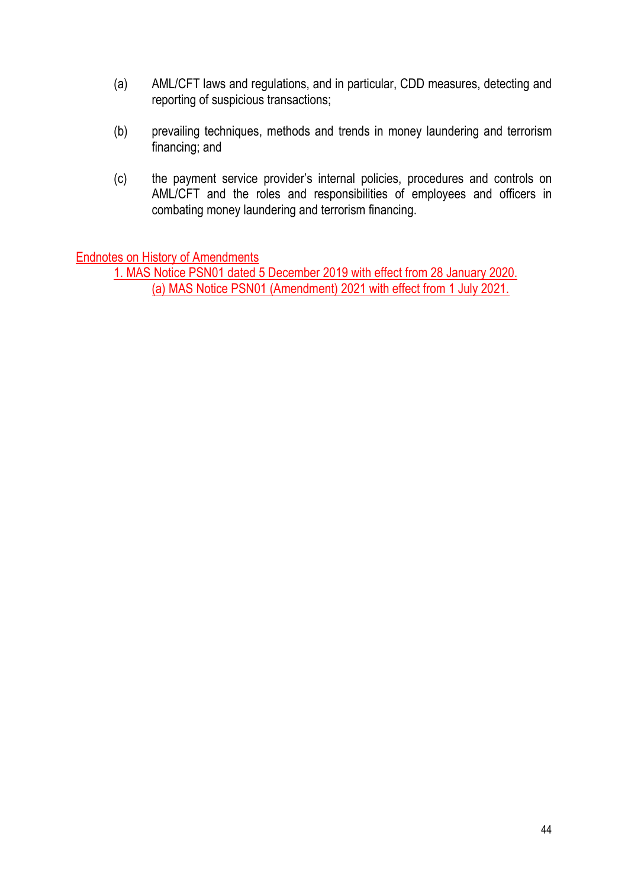(a) AML/CFT laws and regulations, and in particular, CDD measures, detecting and reporting of suspicious transactions;

(b) prevailing techniques, methods and trends in money laundering and terrorism financing; and

(c) the payment service provider's internal policies, procedures and controls on AML/CFT and the roles and responsibilities of employees and officers in combating money laundering and terrorism financing.

Endnotes on History of Amendments

1. MAS Notice PSN01 dated 5 December 2019 with effect from 28 January 2020.
   (a) MAS Notice PSN01 (Amendment) 2021 with effect from 1 July 2021.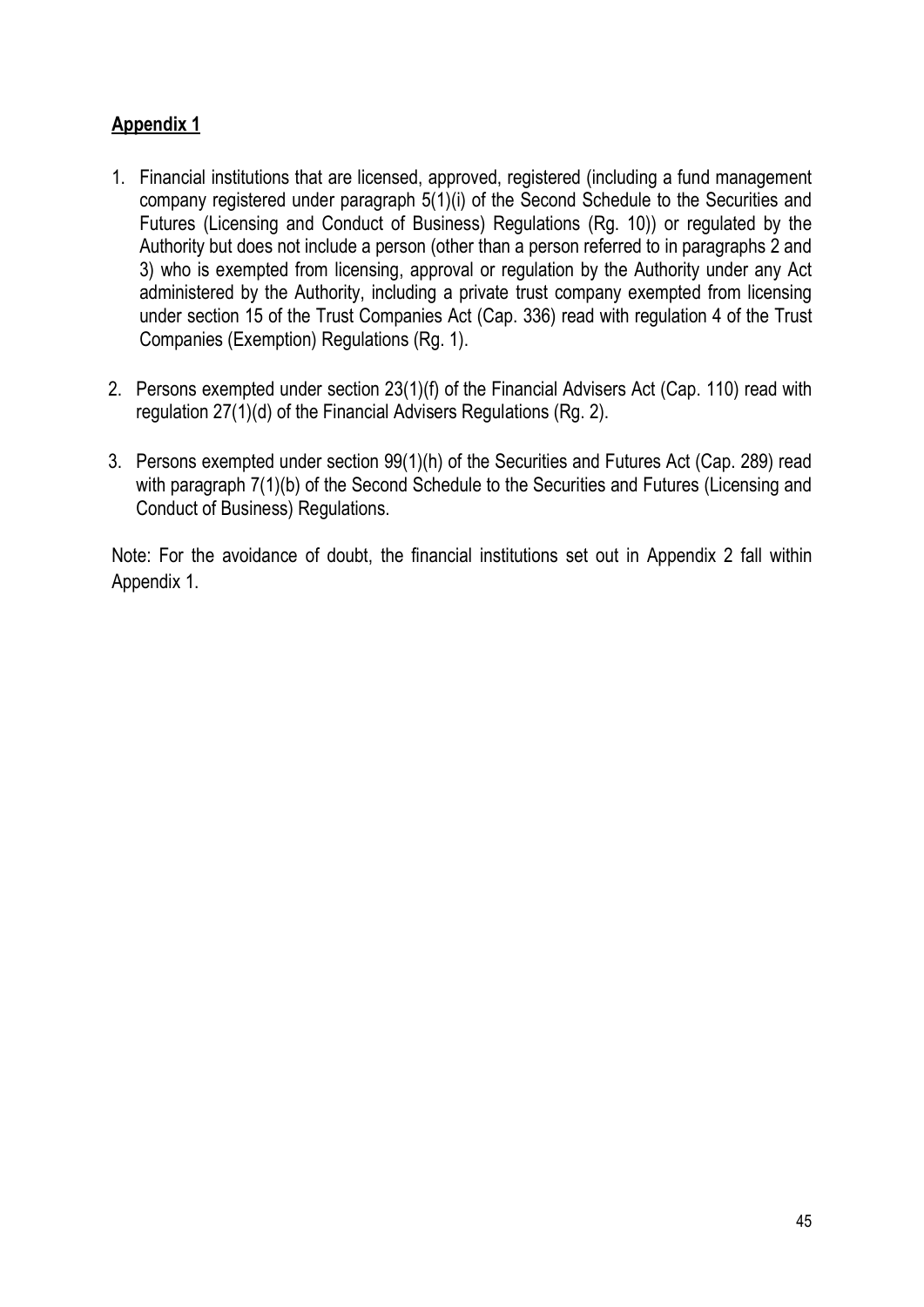**Appendix 1**

1. Financial institutions that are licensed, approved, registered (including a fund management company registered under paragraph 5(1)(i) of the Second Schedule to the Securities and Futures (Licensing and Conduct of Business) Regulations (Rg. 10)) or regulated by the Authority but does not include a person (other than a person referred to in paragraphs 2 and 3) who is exempted from licensing, approval or regulation by the Authority under any Act administered by the Authority, including a private trust company exempted from licensing under section 15 of the Trust Companies Act (Cap. 336) read with regulation 4 of the Trust Companies (Exemption) Regulations (Rg. 1).

2. Persons exempted under section 23(1)(f) of the Financial Advisers Act (Cap. 110) read with regulation 27(1)(d) of the Financial Advisers Regulations (Rg. 2).

3. Persons exempted under section 99(1)(h) of the Securities and Futures Act (Cap. 289) read with paragraph 7(1)(b) of the Second Schedule to the Securities and Futures (Licensing and Conduct of Business) Regulations.

Note: For the avoidance of doubt, the financial institutions set out in Appendix 2 fall within Appendix 1.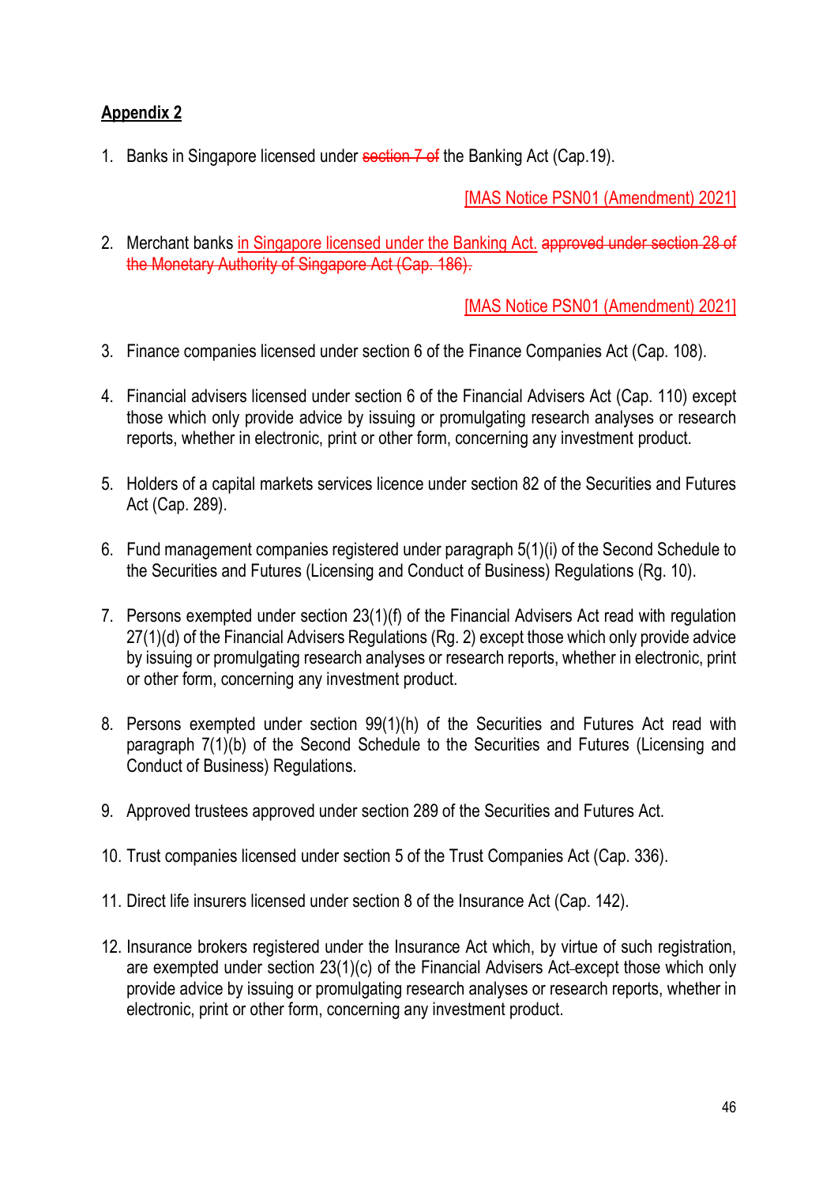**Appendix 2**

1. Banks in Singapore licensed under ~~section 7 of~~ the Banking Act (Cap.19).

   [MAS Notice PSN01 (Amendment) 2021]

2. Merchant banks in Singapore licensed under the Banking Act. ~~approved under section 28 of the Monetary Authority of Singapore Act (Cap. 186).~~

   [MAS Notice PSN01 (Amendment) 2021]

3. Finance companies licensed under section 6 of the Finance Companies Act (Cap. 108).

4. Financial advisers licensed under section 6 of the Financial Advisers Act (Cap. 110) except those which only provide advice by issuing or promulgating research analyses or research reports, whether in electronic, print or other form, concerning any investment product.

5. Holders of a capital markets services licence under section 82 of the Securities and Futures Act (Cap. 289).

6. Fund management companies registered under paragraph 5(1)(i) of the Second Schedule to the Securities and Futures (Licensing and Conduct of Business) Regulations (Rg. 10).

7. Persons exempted under section 23(1)(f) of the Financial Advisers Act read with regulation 27(1)(d) of the Financial Advisers Regulations (Rg. 2) except those which only provide advice by issuing or promulgating research analyses or research reports, whether in electronic, print or other form, concerning any investment product.

8. Persons exempted under section 99(1)(h) of the Securities and Futures Act read with paragraph 7(1)(b) of the Second Schedule to the Securities and Futures (Licensing and Conduct of Business) Regulations.

9. Approved trustees approved under section 289 of the Securities and Futures Act.

10. Trust companies licensed under section 5 of the Trust Companies Act (Cap. 336).

11. Direct life insurers licensed under section 8 of the Insurance Act (Cap. 142).

12. Insurance brokers registered under the Insurance Act which, by virtue of such registration, are exempted under section 23(1)(c) of the Financial Advisers Act ~~-~~except those which only provide advice by issuing or promulgating research analyses or research reports, whether in electronic, print or other form, concerning any investment product.